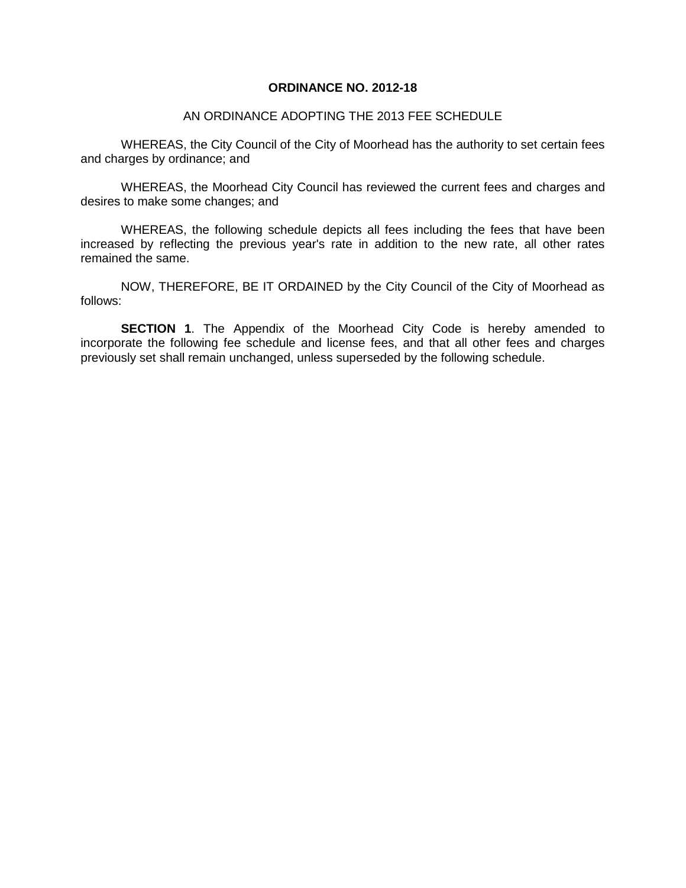# ORDINANCE NO. 2012-18

## AN ORDINANCE ADOPTING THE 2013 FEE SCHEDULE

WHEREAS, the City Council of the City of Moorhead has the authority to set certain fees and charges by ordinance; and

WHEREAS, the Moorhead City Council has reviewed the current fees and charges and desires to make some changes; and

WHEREAS, the following schedule depicts all fees including the fees that have been increased by reflecting the previous year's rate in addition to the new rate, all other rates remained the same.

NOW, THEREFORE, BE IT ORDAINED by the City Council of the City of Moorhead as follows:

**SECTION 1**. The Appendix of the Moorhead City Code is hereby amended to incorporate the following fee schedule and license fees, and that all other fees and charges previously set shall remain unchanged, unless superseded by the following schedule.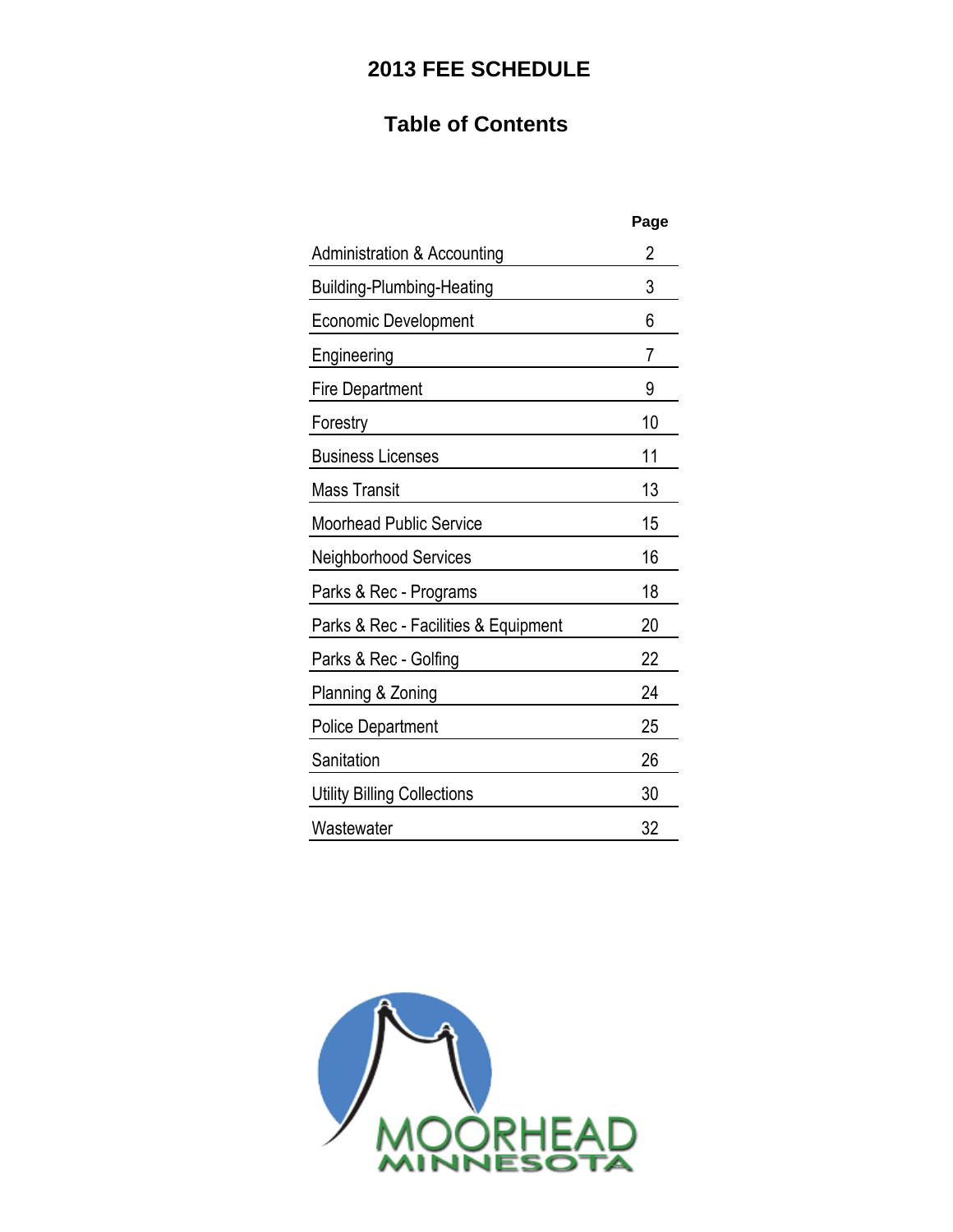# 2013 FEE SCHEDULE

## Table of Contents

| | Page |
|---|---|
| Administration & Accounting | 2 |
| Building-Plumbing-Heating | 3 |
| Economic Development | 6 |
| Engineering | 7 |
| Fire Department | 9 |
| Forestry | 10 |
| Business Licenses | 11 |
| Mass Transit | 13 |
| Moorhead Public Service | 15 |
| Neighborhood Services | 16 |
| Parks & Rec - Programs | 18 |
| Parks & Rec - Facilities & Equipment | 20 |
| Parks & Rec - Golfing | 22 |
| Planning & Zoning | 24 |
| Police Department | 25 |
| Sanitation | 26 |
| Utility Billing Collections | 30 |
| Wastewater | 32 |

MOORHEAD
MINNESOTA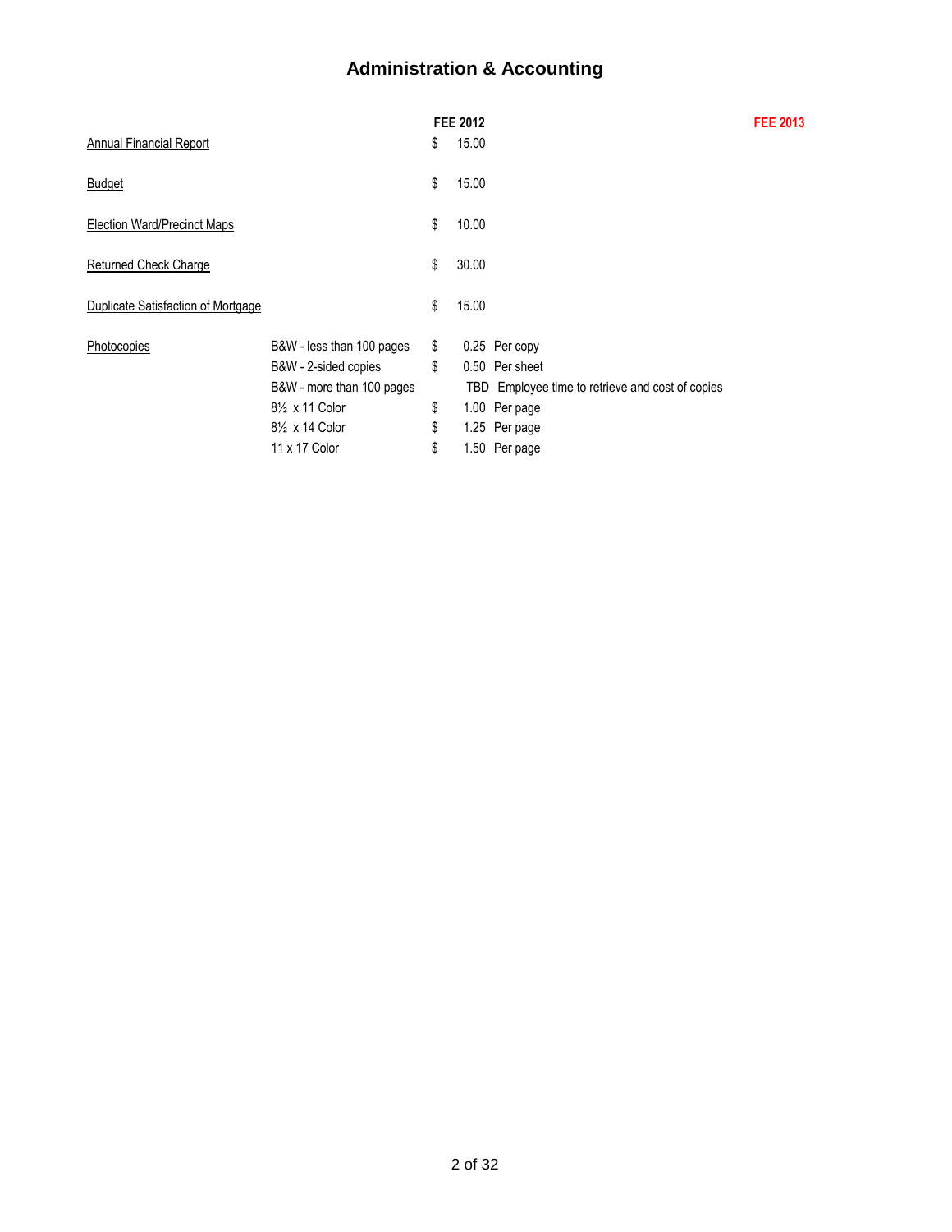# Administration & Accounting

| | | FEE 2012 | | FEE 2013 |
|---|---|---|---|---|
| Annual Financial Report | | $ 15.00 | | |
| Budget | | $ 15.00 | | |
| Election Ward/Precinct Maps | | $ 10.00 | | |
| Returned Check Charge | | $ 30.00 | | |
| Duplicate Satisfaction of Mortgage | | $ 15.00 | | |
| Photocopies | B&W - less than 100 pages | $ 0.25 | Per copy | |
| | B&W - 2-sided copies | $ 0.50 | Per sheet | |
| | B&W - more than 100 pages | TBD | Employee time to retrieve and cost of copies | |
| | 8½ x 11 Color | $ 1.00 | Per page | |
| | 8½ x 14 Color | $ 1.25 | Per page | |
| | 11 x 17 Color | $ 1.50 | Per page | |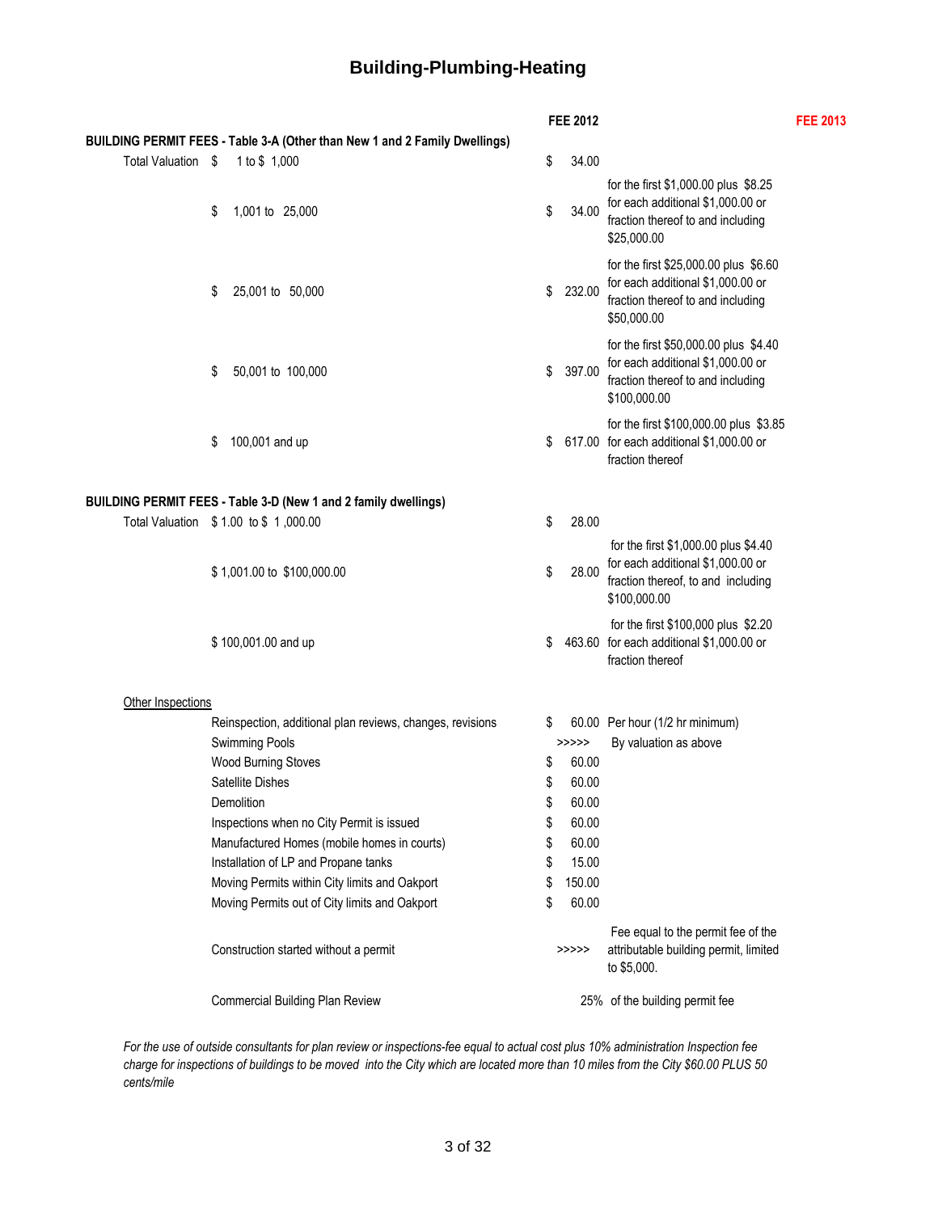# Building-Plumbing-Heating

| | | FEE 2012 | | FEE 2013 |
|---|---|---|---|---|
| **BUILDING PERMIT FEES - Table 3-A (Other than New 1 and 2 Family Dwellings)** | | | | |
| Total Valuation | $ 1 to $ 1,000 | $ 34.00 | | |
| | $ 1,001 to 25,000 | $ 34.00 | for the first $1,000.00 plus $8.25 for each additional $1,000.00 or fraction thereof to and including $25,000.00 | |
| | $ 25,001 to 50,000 | $ 232.00 | for the first $25,000.00 plus $6.60 for each additional $1,000.00 or fraction thereof to and including $50,000.00 | |
| | $ 50,001 to 100,000 | $ 397.00 | for the first $50,000.00 plus $4.40 for each additional $1,000.00 or fraction thereof to and including $100,000.00 | |
| | $ 100,001 and up | $ 617.00 | for the first $100,000.00 plus $3.85 for each additional $1,000.00 or fraction thereof | |
| **BUILDING PERMIT FEES - Table 3-D (New 1 and 2 family dwellings)** | | | | |
| Total Valuation | $ 1.00 to $ 1 ,000.00 | $ 28.00 | | |
| | $ 1,001.00 to $100,000.00 | $ 28.00 | for the first $1,000.00 plus $4.40 for each additional $1,000.00 or fraction thereof, to and including $100,000.00 | |
| | $ 100,001.00 and up | $ 463.60 | for the first $100,000 plus $2.20 for each additional $1,000.00 or fraction thereof | |
| Other Inspections | | | | |
| | Reinspection, additional plan reviews, changes, revisions | $ 60.00 | Per hour (1/2 hr minimum) | |
| | Swimming Pools | >>>>> | By valuation as above | |
| | Wood Burning Stoves | $ 60.00 | | |
| | Satellite Dishes | $ 60.00 | | |
| | Demolition | $ 60.00 | | |
| | Inspections when no City Permit is issued | $ 60.00 | | |
| | Manufactured Homes (mobile homes in courts) | $ 60.00 | | |
| | Installation of LP and Propane tanks | $ 15.00 | | |
| | Moving Permits within City limits and Oakport | $ 150.00 | | |
| | Moving Permits out of City limits and Oakport | $ 60.00 | | |
| | Construction started without a permit | >>>>> | Fee equal to the permit fee of the attributable building permit, limited to $5,000. | |
| | Commercial Building Plan Review | 25% | of the building permit fee | |

*For the use of outside consultants for plan review or inspections-fee equal to actual cost plus 10% administration Inspection fee charge for inspections of buildings to be moved into the City which are located more than 10 miles from the City $60.00 PLUS 50 cents/mile*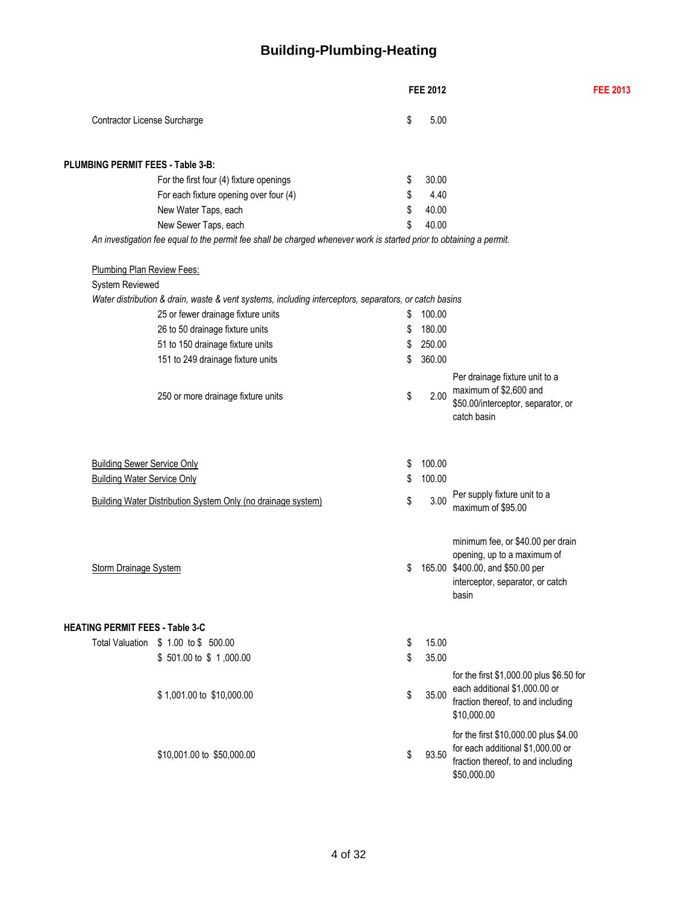# Building-Plumbing-Heating

| | | FEE 2012 | | FEE 2013 |
|---|---|---|---|---|
| Contractor License Surcharge | | $ 5.00 | | |
| **PLUMBING PERMIT FEES - Table 3-B:** | | | | |
| | For the first four (4) fixture openings | $ 30.00 | | |
| | For each fixture opening over four (4) | $ 4.40 | | |
| | New Water Taps, each | $ 40.00 | | |
| | New Sewer Taps, each | $ 40.00 | | |

*An investigation fee equal to the permit fee shall be charged whenever work is started prior to obtaining a permit.*

| | | FEE 2012 | | FEE 2013 |
|---|---|---|---|---|
| Plumbing Plan Review Fees: | | | | |
| System Reviewed | | | | |
| *Water distribution & drain, waste & vent systems, including interceptors, separators, or catch basins* | | | | |
| | 25 or fewer drainage fixture units | $ 100.00 | | |
| | 26 to 50 drainage fixture units | $ 180.00 | | |
| | 51 to 150 drainage fixture units | $ 250.00 | | |
| | 151 to 249 drainage fixture units | $ 360.00 | | |
| | 250 or more drainage fixture units | $ 2.00 | Per drainage fixture unit to a maximum of $2,600 and $50.00/interceptor, separator, or catch basin | |
| Building Sewer Service Only | | $ 100.00 | | |
| Building Water Service Only | | $ 100.00 | | |
| Building Water Distribution System Only (no drainage system) | | $ 3.00 | Per supply fixture unit to a maximum of $95.00 | |
| Storm Drainage System | | $ 165.00 | minimum fee, or $40.00 per drain opening, up to a maximum of $400.00, and $50.00 per interceptor, separator, or catch basin | |

| | | FEE 2012 | | FEE 2013 |
|---|---|---|---|---|
| **HEATING PERMIT FEES - Table 3-C** | | | | |
| Total Valuation | $ 1.00 to $ 500.00 | $ 15.00 | | |
| | $ 501.00 to $ 1,000.00 | $ 35.00 | | |
| | $ 1,001.00 to $10,000.00 | $ 35.00 | for the first $1,000.00 plus $6.50 for each additional $1,000.00 or fraction thereof, to and including $10,000.00 | |
| | $10,001.00 to $50,000.00 | $ 93.50 | for the first $10,000.00 plus $4.00 for each additional $1,000.00 or fraction thereof, to and including $50,000.00 | |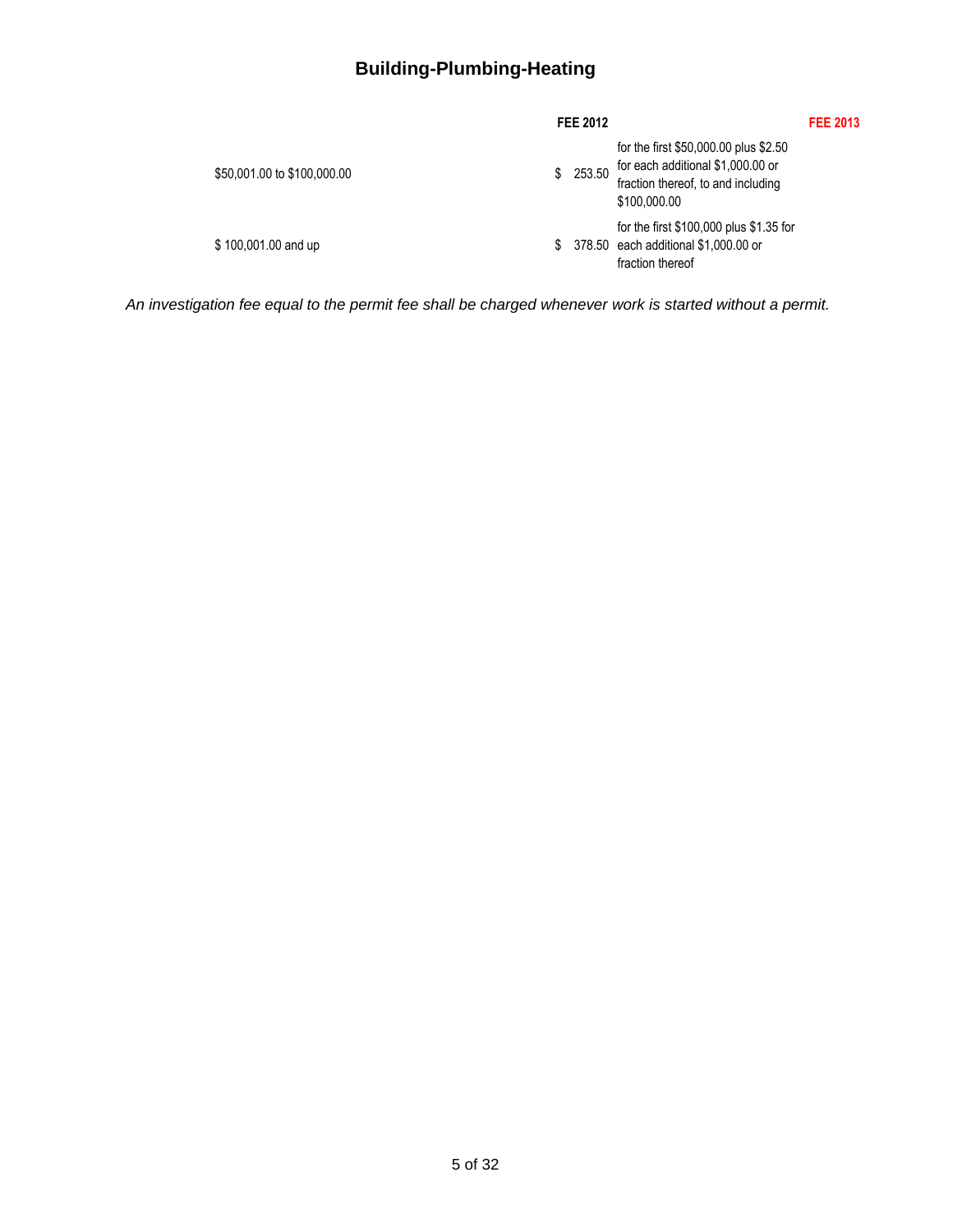## Building-Plumbing-Heating

| | FEE 2012 | | FEE 2013 |
|---|---|---|---|
| $50,001.00 to $100,000.00 | $ 253.50 | for the first $50,000.00 plus $2.50 for each additional $1,000.00 or fraction thereof, to and including $100,000.00 | |
| $ 100,001.00 and up | $ 378.50 | for the first $100,000 plus $1.35 for each additional $1,000.00 or fraction thereof | |

*An investigation fee equal to the permit fee shall be charged whenever work is started without a permit.*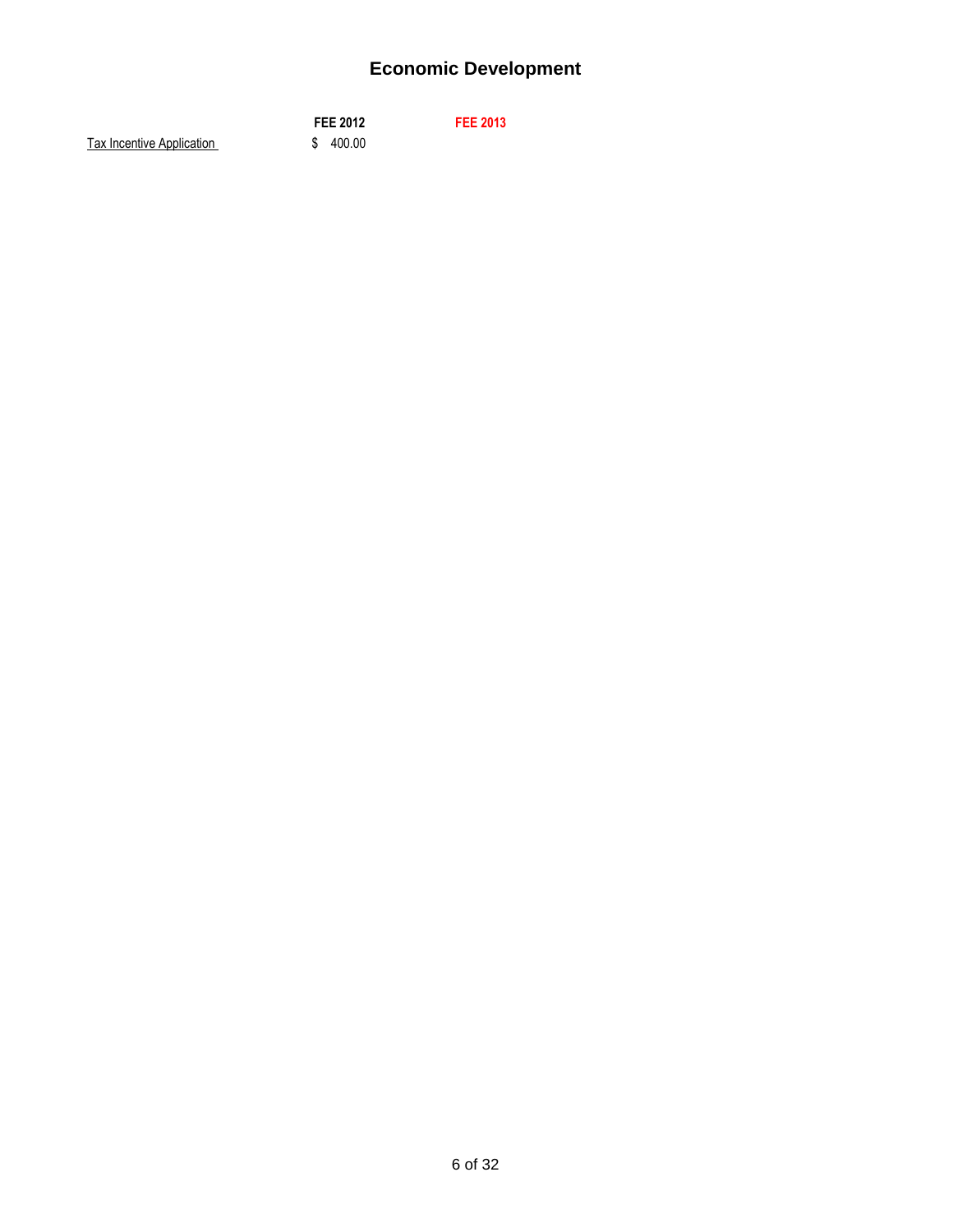# Economic Development

| | FEE 2012 | FEE 2013 |
|---|---|---|
| Tax Incentive Application | $ 400.00 | |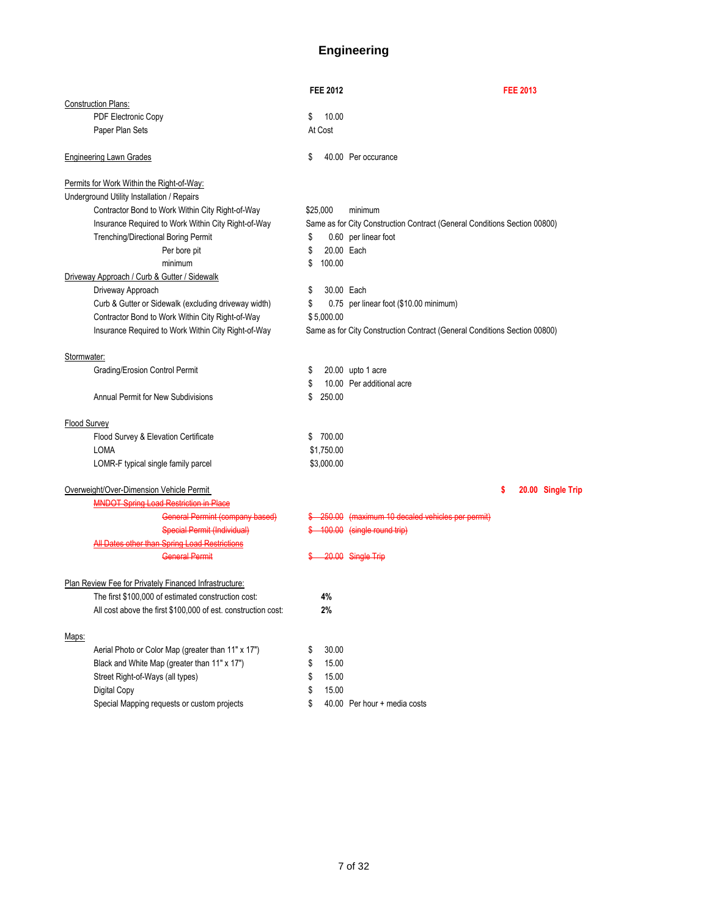# Engineering

| | FEE 2012 | FEE 2013 |
|---|---|---|
| Construction Plans: | | |
| PDF Electronic Copy | $ 10.00 | |
| Paper Plan Sets | At Cost | |
| | | |
| Engineering Lawn Grades | $ 40.00 Per occurance | |
| | | |
| Permits for Work Within the Right-of-Way: | | |
| Underground Utility Installation / Repairs | | |
| Contractor Bond to Work Within City Right-of-Way | $25,000 minimum | |
| Insurance Required to Work Within City Right-of-Way | Same as for City Construction Contract (General Conditions Section 00800) | |
| Trenching/Directional Boring Permit | $ 0.60 per linear foot | |
| Per bore pit | $ 20.00 Each | |
| minimum | $ 100.00 | |
| Driveway Approach / Curb & Gutter / Sidewalk | | |
| Driveway Approach | $ 30.00 Each | |
| Curb & Gutter or Sidewalk (excluding driveway width) | $ 0.75 per linear foot ($10.00 minimum) | |
| Contractor Bond to Work Within City Right-of-Way | $ 5,000.00 | |
| Insurance Required to Work Within City Right-of-Way | Same as for City Construction Contract (General Conditions Section 00800) | |
| | | |
| Stormwater: | | |
| Grading/Erosion Control Permit | $ 20.00 upto 1 acre | |
| | $ 10.00 Per additional acre | |
| Annual Permit for New Subdivisions | $ 250.00 | |
| | | |
| Flood Survey | | |
| Flood Survey & Elevation Certificate | $ 700.00 | |
| LOMA | $1,750.00 | |
| LOMR-F typical single family parcel | $3,000.00 | |
| | | |
| Overweight/Over-Dimension Vehicle Permit | | $ 20.00 Single Trip |
| ~~MNDOT Spring Load Restriction in Place~~ | | |
| ~~General Permit (company based)~~ | ~~$ 250.00 (maximum 10 decaled vehicles per permit)~~ | |
| ~~Special Permit (Individual)~~ | ~~$ 100.00 (single round trip)~~ | |
| ~~All Dates other than Spring Load Restrictions~~ | | |
| ~~General Permit~~ | ~~$ 20.00 Single Trip~~ | |
| | | |
| Plan Review Fee for Privately Financed Infrastructure: | | |
| The first $100,000 of estimated construction cost: | 4% | |
| All cost above the first $100,000 of est. construction cost: | 2% | |
| | | |
| Maps: | | |
| Aerial Photo or Color Map (greater than 11" x 17") | $ 30.00 | |
| Black and White Map (greater than 11" x 17") | $ 15.00 | |
| Street Right-of-Ways (all types) | $ 15.00 | |
| Digital Copy | $ 15.00 | |
| Special Mapping requests or custom projects | $ 40.00 Per hour + media costs | |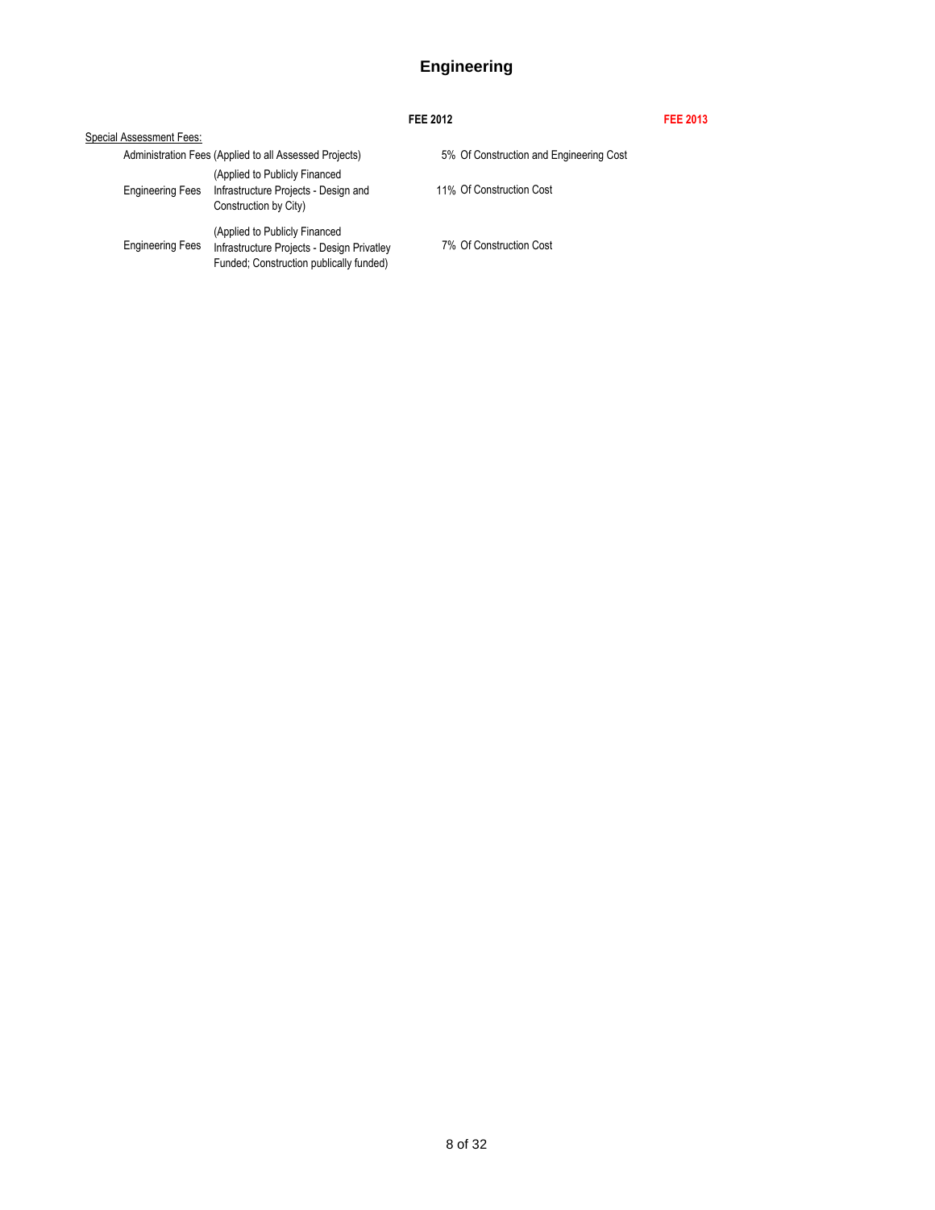# Engineering

| | | FEE 2012 | FEE 2013 |
|---|---|---|---|
| Special Assessment Fees: | | | |
| Administration Fees | (Applied to all Assessed Projects) | 5% Of Construction and Engineering Cost | |
| Engineering Fees | (Applied to Publicly Financed Infrastructure Projects - Design and Construction by City) | 11% Of Construction Cost | |
| Engineering Fees | (Applied to Publicly Financed Infrastructure Projects - Design Privatley Funded; Construction publically funded) | 7% Of Construction Cost | |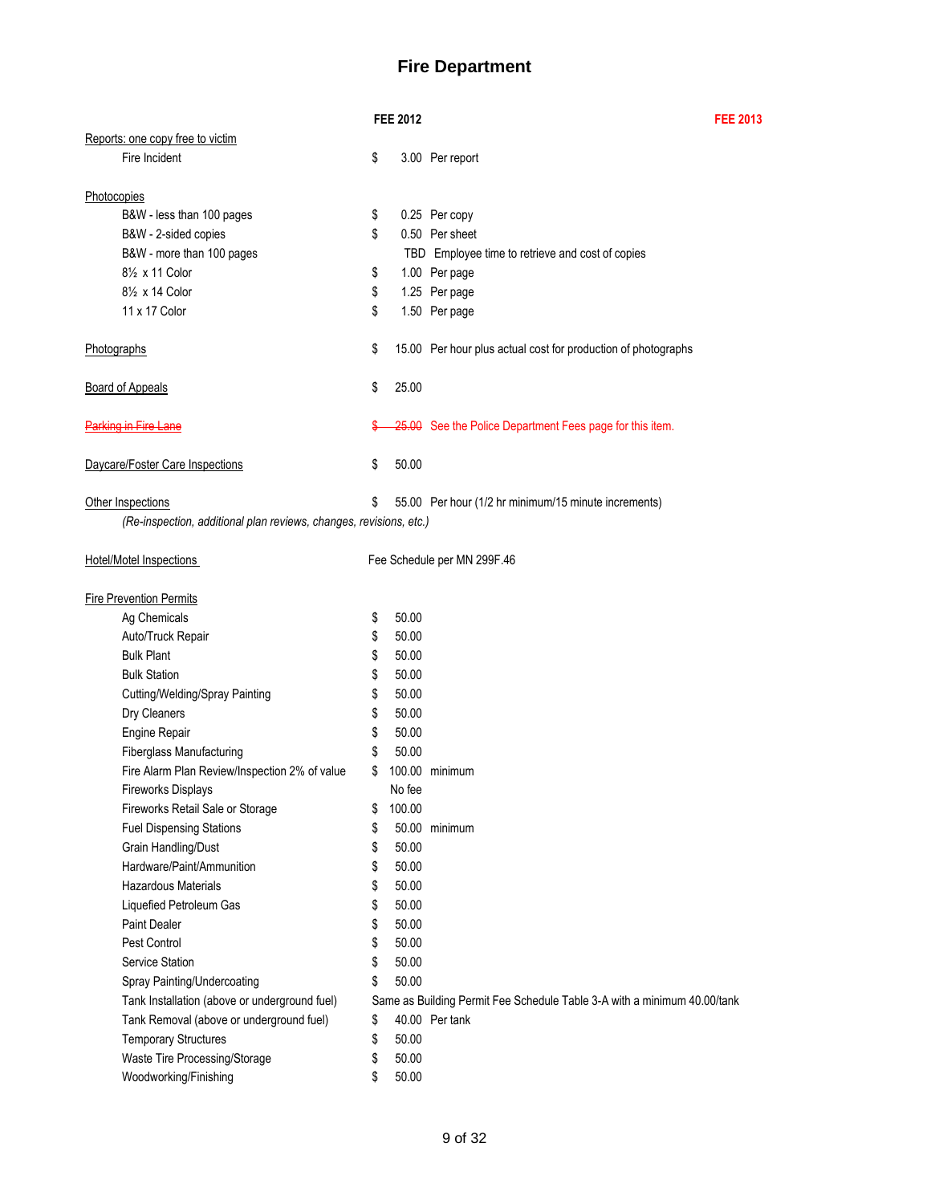# Fire Department

| | FEE 2012 | | FEE 2013 |
|---|---|---|---|
| Reports: one copy free to victim | | | |
| Fire Incident | $ 3.00 | Per report | |
| | | | |
| Photocopies | | | |
| B&W - less than 100 pages | $ 0.25 | Per copy | |
| B&W - 2-sided copies | $ 0.50 | Per sheet | |
| B&W - more than 100 pages | TBD | Employee time to retrieve and cost of copies | |
| 8½ x 11 Color | $ 1.00 | Per page | |
| 8½ x 14 Color | $ 1.25 | Per page | |
| 11 x 17 Color | $ 1.50 | Per page | |
| | | | |
| Photographs | $ 15.00 | Per hour plus actual cost for production of photographs | |
| | | | |
| Board of Appeals | $ 25.00 | | |
| | | | |
| ~~Parking in Fire Lane~~ | ~~$ 25.00~~ | See the Police Department Fees page for this item. | |
| | | | |
| Daycare/Foster Care Inspections | $ 50.00 | | |
| | | | |
| Other Inspections | $ 55.00 | Per hour (1/2 hr minimum/15 minute increments) | |
| *(Re-inspection, additional plan reviews, changes, revisions, etc.)* | | | |
| | | | |
| Hotel/Motel Inspections | Fee Schedule per MN 299F.46 | | |
| | | | |
| Fire Prevention Permits | | | |
| Ag Chemicals | $ 50.00 | | |
| Auto/Truck Repair | $ 50.00 | | |
| Bulk Plant | $ 50.00 | | |
| Bulk Station | $ 50.00 | | |
| Cutting/Welding/Spray Painting | $ 50.00 | | |
| Dry Cleaners | $ 50.00 | | |
| Engine Repair | $ 50.00 | | |
| Fiberglass Manufacturing | $ 50.00 | | |
| Fire Alarm Plan Review/Inspection 2% of value | $ 100.00 | minimum | |
| Fireworks Displays | No fee | | |
| Fireworks Retail Sale or Storage | $ 100.00 | | |
| Fuel Dispensing Stations | $ 50.00 | minimum | |
| Grain Handling/Dust | $ 50.00 | | |
| Hardware/Paint/Ammunition | $ 50.00 | | |
| Hazardous Materials | $ 50.00 | | |
| Liquefied Petroleum Gas | $ 50.00 | | |
| Paint Dealer | $ 50.00 | | |
| Pest Control | $ 50.00 | | |
| Service Station | $ 50.00 | | |
| Spray Painting/Undercoating | $ 50.00 | | |
| Tank Installation (above or underground fuel) | Same as Building Permit Fee Schedule Table 3-A with a minimum 40.00/tank | | |
| Tank Removal (above or underground fuel) | $ 40.00 | Per tank | |
| Temporary Structures | $ 50.00 | | |
| Waste Tire Processing/Storage | $ 50.00 | | |
| Woodworking/Finishing | $ 50.00 | | |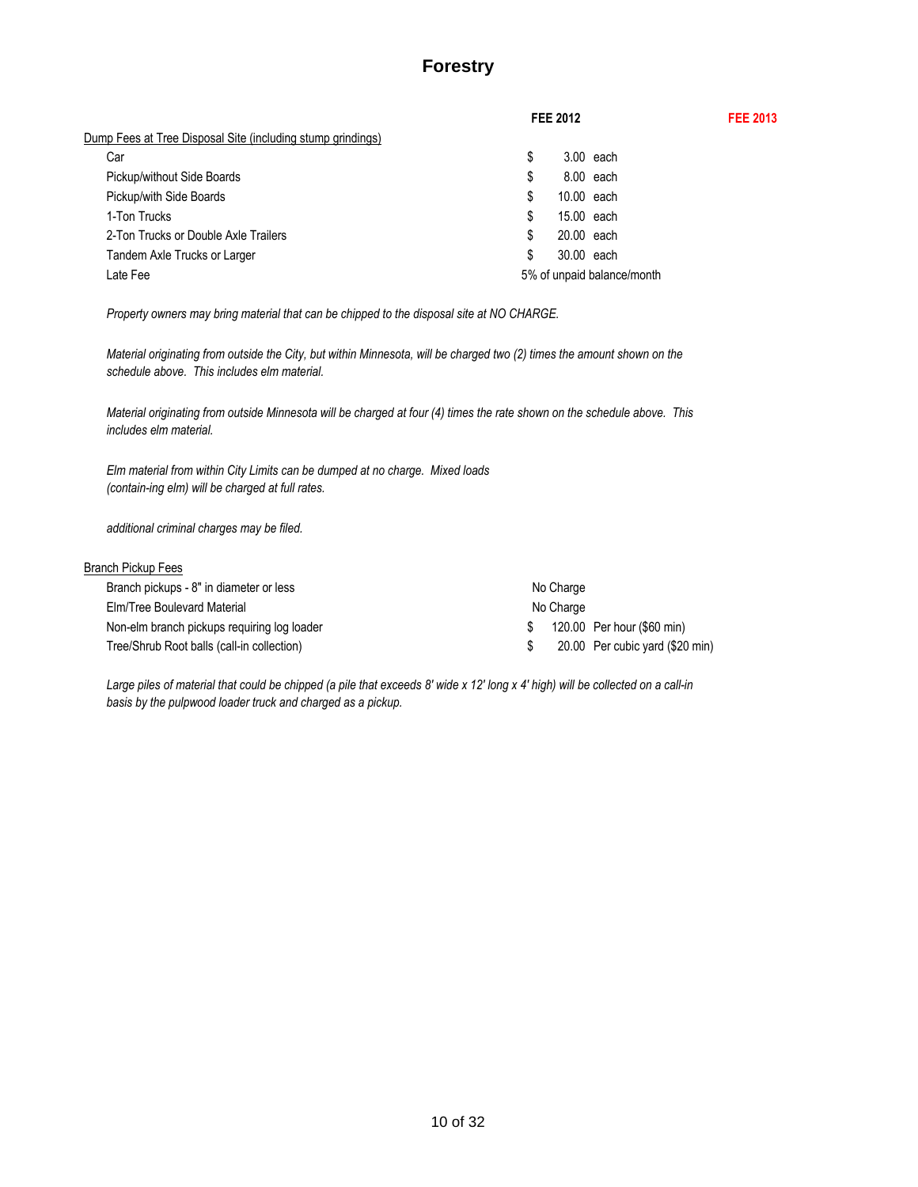# Forestry

| | FEE 2012 | FEE 2013 |
|---|---|---|
| Dump Fees at Tree Disposal Site (including stump grindings) | | |
| Car | $ 3.00 each | |
| Pickup/without Side Boards | $ 8.00 each | |
| Pickup/with Side Boards | $ 10.00 each | |
| 1-Ton Trucks | $ 15.00 each | |
| 2-Ton Trucks or Double Axle Trailers | $ 20.00 each | |
| Tandem Axle Trucks or Larger | $ 30.00 each | |
| Late Fee | 5% of unpaid balance/month | |

*Property owners may bring material that can be chipped to the disposal site at NO CHARGE.*

*Material originating from outside the City, but within Minnesota, will be charged two (2) times the amount shown on the schedule above. This includes elm material.*

*Material originating from outside Minnesota will be charged at four (4) times the rate shown on the schedule above. This includes elm material.*

*Elm material from within City Limits can be dumped at no charge. Mixed loads (contain-ing elm) will be charged at full rates.*

*additional criminal charges may be filed.*

| Branch Pickup Fees | FEE 2012 | FEE 2013 |
|---|---|---|
| Branch pickups - 8" in diameter or less | No Charge | |
| Elm/Tree Boulevard Material | No Charge | |
| Non-elm branch pickups requiring log loader | $ 120.00 Per hour ($60 min) | |
| Tree/Shrub Root balls (call-in collection) | $ 20.00 Per cubic yard ($20 min) | |

*Large piles of material that could be chipped (a pile that exceeds 8' wide x 12' long x 4' high) will be collected on a call-in basis by the pulpwood loader truck and charged as a pickup.*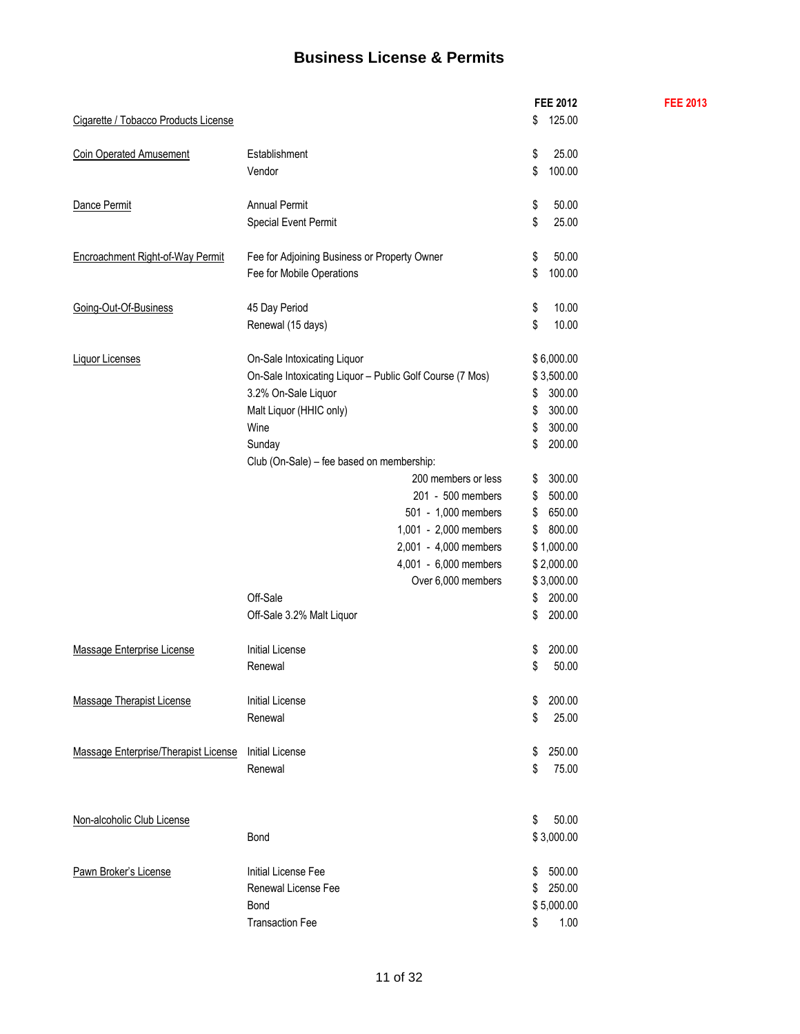# Business License & Permits

| | | FEE 2012 | FEE 2013 |
|---|---|---|---|
| Cigarette / Tobacco Products License | | $ 125.00 | |
| Coin Operated Amusement | Establishment | $ 25.00 | |
| | Vendor | $ 100.00 | |
| Dance Permit | Annual Permit | $ 50.00 | |
| | Special Event Permit | $ 25.00 | |
| Encroachment Right-of-Way Permit | Fee for Adjoining Business or Property Owner | $ 50.00 | |
| | Fee for Mobile Operations | $ 100.00 | |
| Going-Out-Of-Business | 45 Day Period | $ 10.00 | |
| | Renewal (15 days) | $ 10.00 | |
| Liquor Licenses | On-Sale Intoxicating Liquor | $ 6,000.00 | |
| | On-Sale Intoxicating Liquor – Public Golf Course (7 Mos) | $ 3,500.00 | |
| | 3.2% On-Sale Liquor | $ 300.00 | |
| | Malt Liquor (HHIC only) | $ 300.00 | |
| | Wine | $ 300.00 | |
| | Sunday | $ 200.00 | |
| | Club (On-Sale) – fee based on membership: | | |
| | 200 members or less | $ 300.00 | |
| | 201 - 500 members | $ 500.00 | |
| | 501 - 1,000 members | $ 650.00 | |
| | 1,001 - 2,000 members | $ 800.00 | |
| | 2,001 - 4,000 members | $ 1,000.00 | |
| | 4,001 - 6,000 members | $ 2,000.00 | |
| | Over 6,000 members | $ 3,000.00 | |
| | Off-Sale | $ 200.00 | |
| | Off-Sale 3.2% Malt Liquor | $ 200.00 | |
| Massage Enterprise License | Initial License | $ 200.00 | |
| | Renewal | $ 50.00 | |
| Massage Therapist License | Initial License | $ 200.00 | |
| | Renewal | $ 25.00 | |
| Massage Enterprise/Therapist License | Initial License | $ 250.00 | |
| | Renewal | $ 75.00 | |
| Non-alcoholic Club License | | $ 50.00 | |
| | Bond | $ 3,000.00 | |
| Pawn Broker's License | Initial License Fee | $ 500.00 | |
| | Renewal License Fee | $ 250.00 | |
| | Bond | $ 5,000.00 | |
| | Transaction Fee | $ 1.00 | |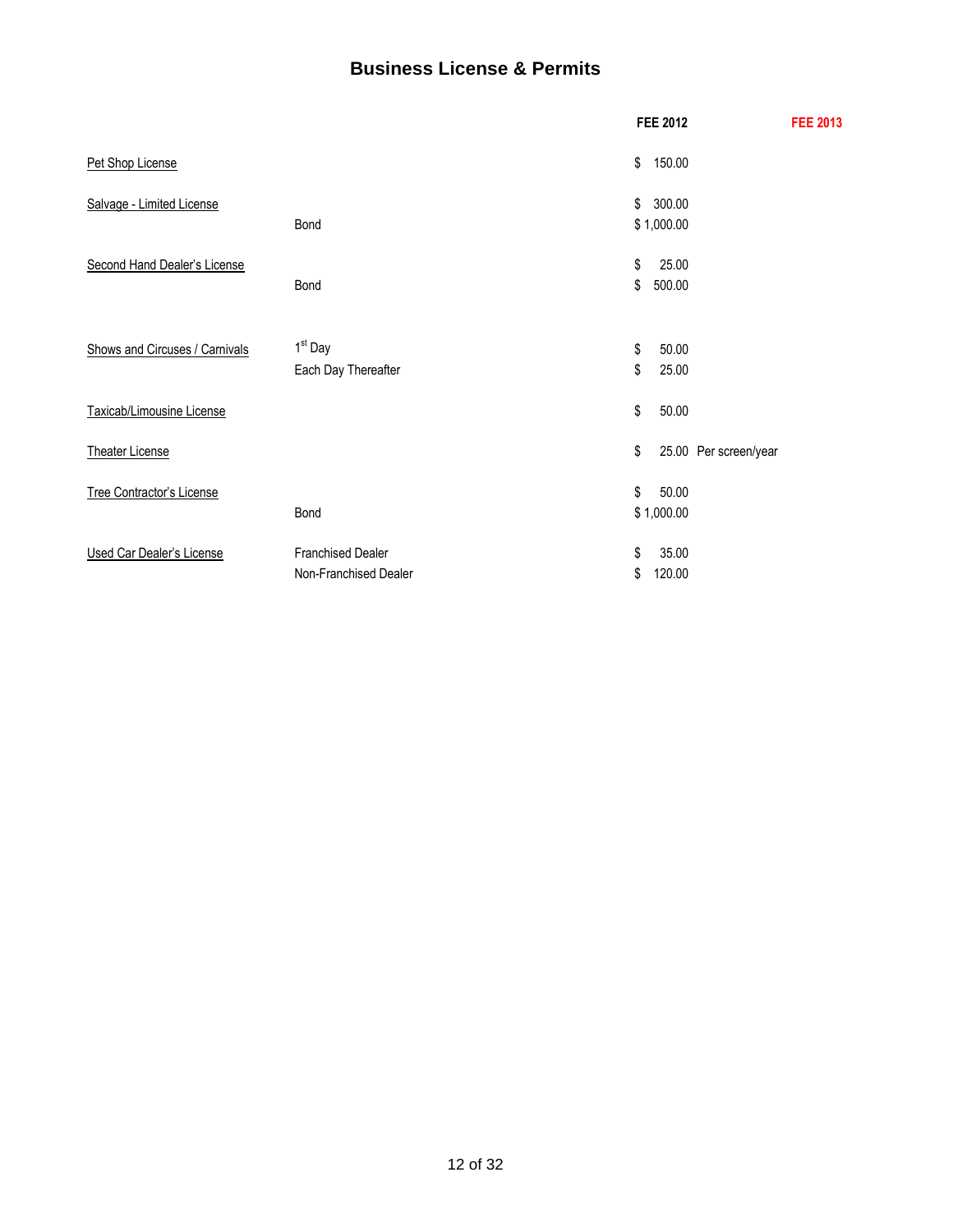# Business License & Permits

| | | FEE 2012 | FEE 2013 |
|---|---|---|---|
| Pet Shop License | | $ 150.00 | |
| Salvage - Limited License | | $ 300.00 | |
| | Bond | $ 1,000.00 | |
| Second Hand Dealer's License | | $ 25.00 | |
| | Bond | $ 500.00 | |
| Shows and Circuses / Carnivals | 1st Day | $ 50.00 | |
| | Each Day Thereafter | $ 25.00 | |
| Taxicab/Limousine License | | $ 50.00 | |
| Theater License | | $ 25.00 Per screen/year | |
| Tree Contractor's License | | $ 50.00 | |
| | Bond | $ 1,000.00 | |
| Used Car Dealer's License | Franchised Dealer | $ 35.00 | |
| | Non-Franchised Dealer | $ 120.00 | |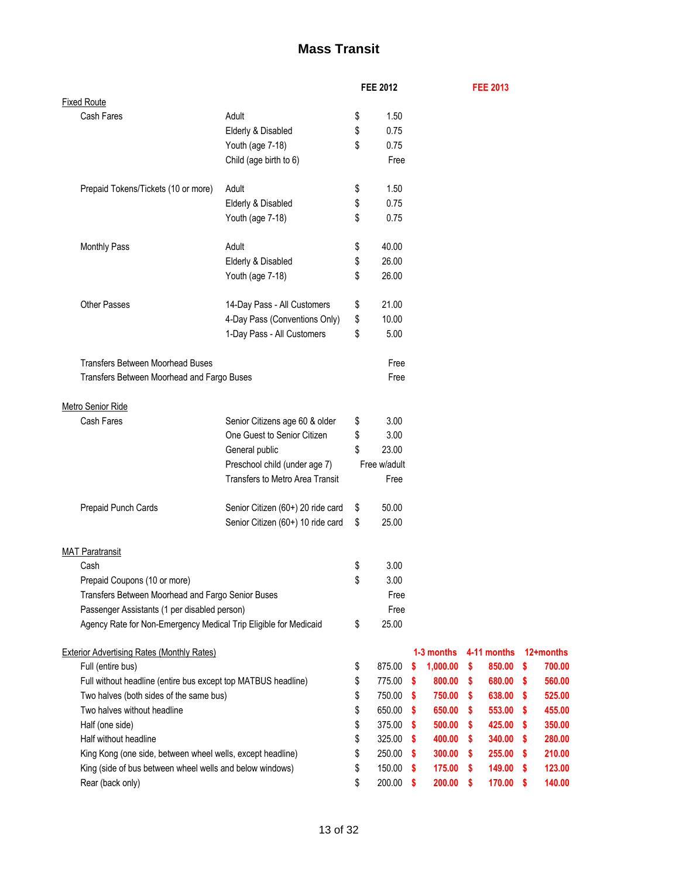# Mass Transit

| | | FEE 2012 | FEE 2013 | | |
|---|---|---|---|---|---|
| **Fixed Route** | | | | | |
| Cash Fares | Adult | $ 1.50 | | | |
| | Elderly & Disabled | $ 0.75 | | | |
| | Youth (age 7-18) | $ 0.75 | | | |
| | Child (age birth to 6) | Free | | | |
| Prepaid Tokens/Tickets (10 or more) | Adult | $ 1.50 | | | |
| | Elderly & Disabled | $ 0.75 | | | |
| | Youth (age 7-18) | $ 0.75 | | | |
| Monthly Pass | Adult | $ 40.00 | | | |
| | Elderly & Disabled | $ 26.00 | | | |
| | Youth (age 7-18) | $ 26.00 | | | |
| Other Passes | 14-Day Pass - All Customers | $ 21.00 | | | |
| | 4-Day Pass (Conventions Only) | $ 10.00 | | | |
| | 1-Day Pass - All Customers | $ 5.00 | | | |
| Transfers Between Moorhead Buses | | Free | | | |
| Transfers Between Moorhead and Fargo Buses | | Free | | | |
| **Metro Senior Ride** | | | | | |
| Cash Fares | Senior Citizens age 60 & older | $ 3.00 | | | |
| | One Guest to Senior Citizen | $ 3.00 | | | |
| | General public | $ 23.00 | | | |
| | Preschool child (under age 7) | Free w/adult | | | |
| | Transfers to Metro Area Transit | Free | | | |
| Prepaid Punch Cards | Senior Citizen (60+) 20 ride card | $ 50.00 | | | |
| | Senior Citizen (60+) 10 ride card | $ 25.00 | | | |
| **MAT Paratransit** | | | | | |
| Cash | | $ 3.00 | | | |
| Prepaid Coupons (10 or more) | | $ 3.00 | | | |
| Transfers Between Moorhead and Fargo Senior Buses | | Free | | | |
| Passenger Assistants (1 per disabled person) | | Free | | | |
| Agency Rate for Non-Emergency Medical Trip Eligible for Medicaid | | $ 25.00 | | | |
| **Exterior Advertising Rates (Monthly Rates)** | | | 1-3 months | 4-11 months | 12+months |
| Full (entire bus) | | $ 875.00 | $ 1,000.00 | $ 850.00 | $ 700.00 |
| Full without headline (entire bus except top MATBUS headline) | | $ 775.00 | $ 800.00 | $ 680.00 | $ 560.00 |
| Two halves (both sides of the same bus) | | $ 750.00 | $ 750.00 | $ 638.00 | $ 525.00 |
| Two halves without headline | | $ 650.00 | $ 650.00 | $ 553.00 | $ 455.00 |
| Half (one side) | | $ 375.00 | $ 500.00 | $ 425.00 | $ 350.00 |
| Half without headline | | $ 325.00 | $ 400.00 | $ 340.00 | $ 280.00 |
| King Kong (one side, between wheel wells, except headline) | | $ 250.00 | $ 300.00 | $ 255.00 | $ 210.00 |
| King (side of bus between wheel wells and below windows) | | $ 150.00 | $ 175.00 | $ 149.00 | $ 123.00 |
| Rear (back only) | | $ 200.00 | $ 200.00 | $ 170.00 | $ 140.00 |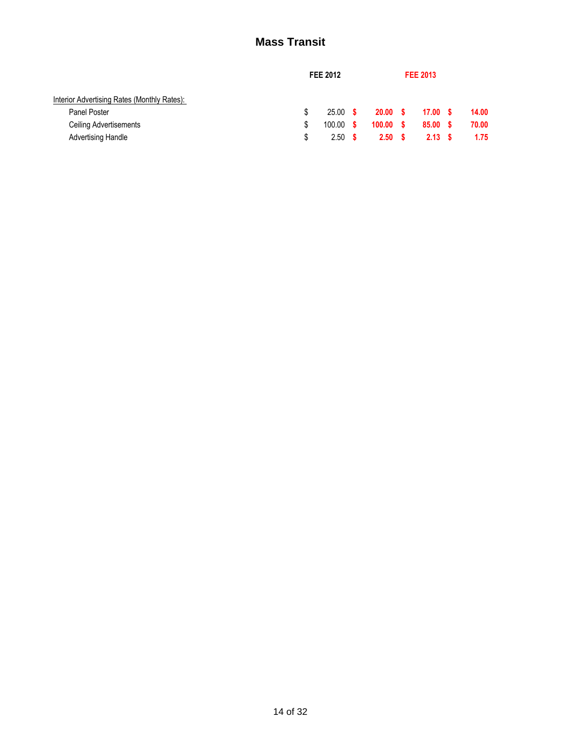# Mass Transit

| | FEE 2012 | FEE 2013 | | |
|---|---|---|---|---|
| Interior Advertising Rates (Monthly Rates): | | | | |
| Panel Poster | $ 25.00 | $ 20.00 | $ 17.00 | $ 14.00 |
| Ceiling Advertisements | $ 100.00 | $ 100.00 | $ 85.00 | $ 70.00 |
| Advertising Handle | $ 2.50 | $ 2.50 | $ 2.13 | $ 1.75 |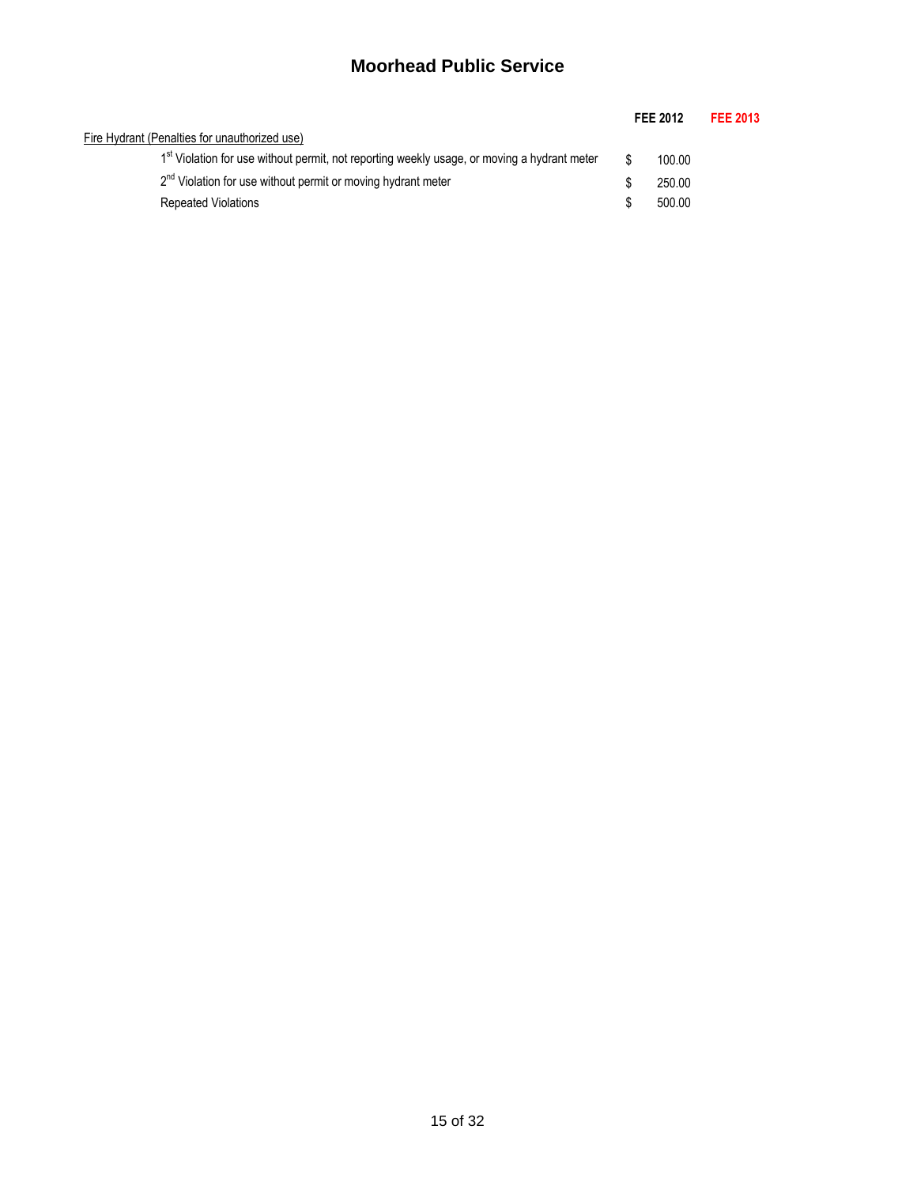# Moorhead Public Service

| | FEE 2012 | FEE 2013 |
|---|---|---|
| Fire Hydrant (Penalties for unauthorized use) | | |
| 1st Violation for use without permit, not reporting weekly usage, or moving a hydrant meter | $ 100.00 | |
| 2nd Violation for use without permit or moving hydrant meter | $ 250.00 | |
| Repeated Violations | $ 500.00 | |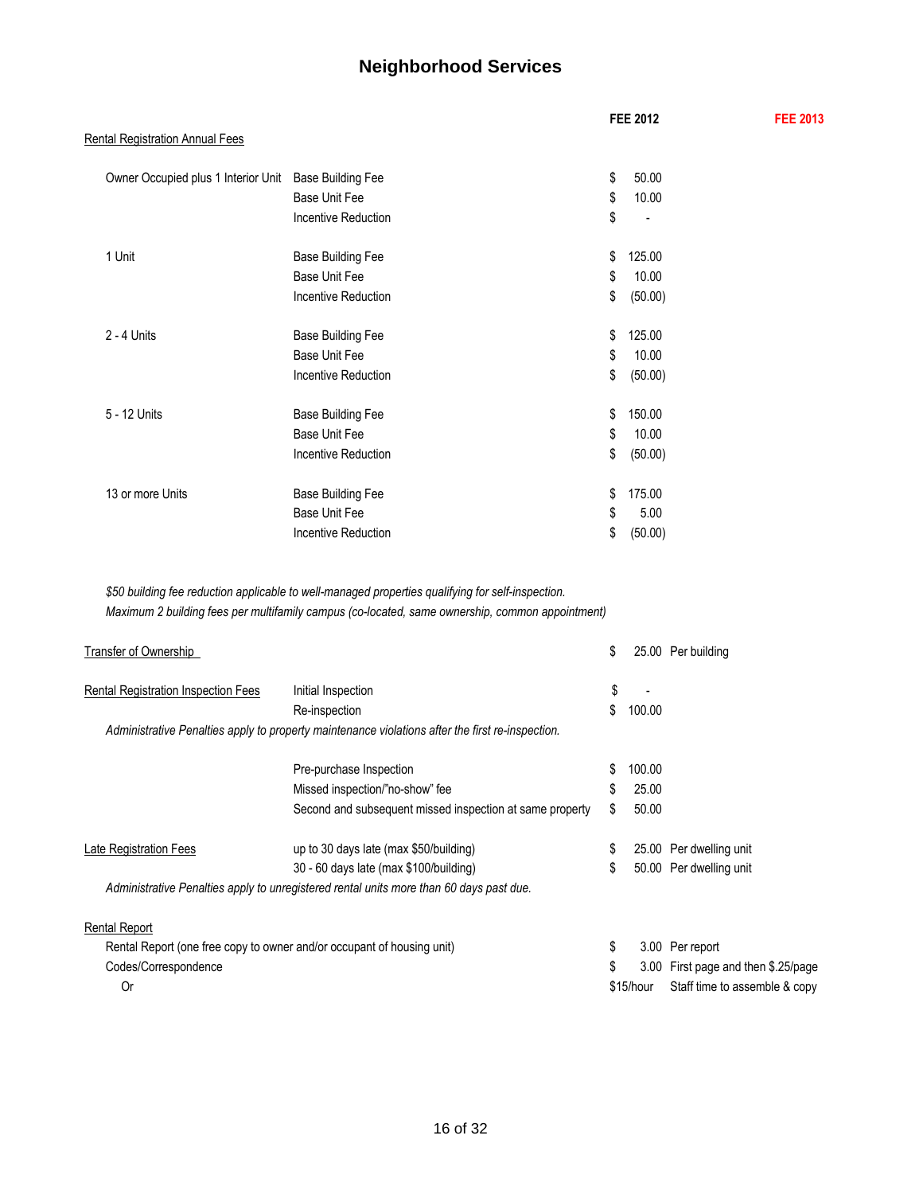# Neighborhood Services

| | | | FEE 2012 | | FEE 2013 |
|---|---|---|---|---|---|
| Rental Registration Annual Fees | | | | | |
| | Owner Occupied plus 1 Interior Unit | Base Building Fee | $ 50.00 | | |
| | | Base Unit Fee | $ 10.00 | | |
| | | Incentive Reduction | $ - | | |
| | 1 Unit | Base Building Fee | $ 125.00 | | |
| | | Base Unit Fee | $ 10.00 | | |
| | | Incentive Reduction | $ (50.00) | | |
| | 2 - 4 Units | Base Building Fee | $ 125.00 | | |
| | | Base Unit Fee | $ 10.00 | | |
| | | Incentive Reduction | $ (50.00) | | |
| | 5 - 12 Units | Base Building Fee | $ 150.00 | | |
| | | Base Unit Fee | $ 10.00 | | |
| | | Incentive Reduction | $ (50.00) | | |
| | 13 or more Units | Base Building Fee | $ 175.00 | | |
| | | Base Unit Fee | $ 5.00 | | |
| | | Incentive Reduction | $ (50.00) | | |

*$50 building fee reduction applicable to well-managed properties qualifying for self-inspection.*
*Maximum 2 building fees per multifamily campus (co-located, same ownership, common appointment)*

| | | FEE 2012 | | FEE 2013 |
|---|---|---|---|---|
| Transfer of Ownership | | $ 25.00 | Per building | |
| Rental Registration Inspection Fees | Initial Inspection | $ - | | |
| | Re-inspection | $ 100.00 | | |

*Administrative Penalties apply to property maintenance violations after the first re-inspection.*

| | | FEE 2012 | | FEE 2013 |
|---|---|---|---|---|
| | Pre-purchase Inspection | $ 100.00 | | |
| | Missed inspection/"no-show" fee | $ 25.00 | | |
| | Second and subsequent missed inspection at same property | $ 50.00 | | |
| Late Registration Fees | up to 30 days late (max $50/building) | $ 25.00 | Per dwelling unit | |
| | 30 - 60 days late (max $100/building) | $ 50.00 | Per dwelling unit | |

*Administrative Penalties apply to unregistered rental units more than 60 days past due.*

| | FEE 2012 | | FEE 2013 |
|---|---|---|---|
| Rental Report | | | |
| Rental Report (one free copy to owner and/or occupant of housing unit) | $ 3.00 | Per report | |
| Codes/Correspondence | $ 3.00 | First page and then $.25/page | |
| Or | $15/hour | Staff time to assemble & copy | |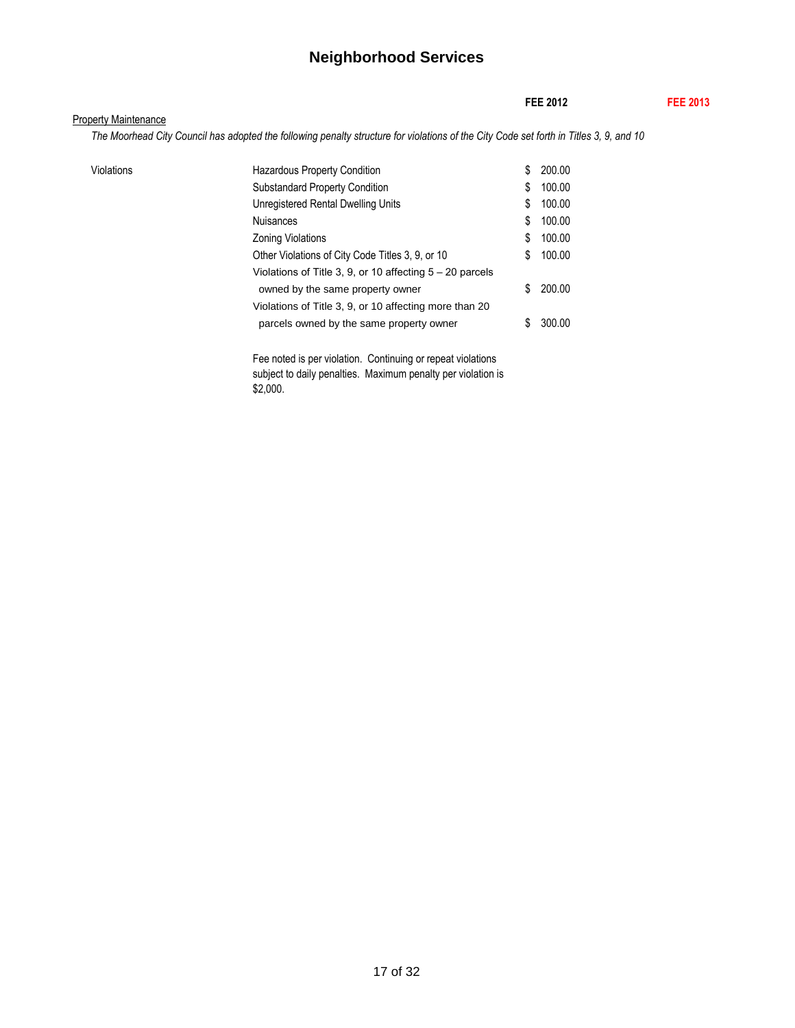# Neighborhood Services

| | | FEE 2012 | FEE 2013 |
|---|---|---|---|
| Property Maintenance | | | |
| *The Moorhead City Council has adopted the following penalty structure for violations of the City Code set forth in Titles 3, 9, and 10* | | | |
| Violations | Hazardous Property Condition | $ 200.00 | |
| | Substandard Property Condition | $ 100.00 | |
| | Unregistered Rental Dwelling Units | $ 100.00 | |
| | Nuisances | $ 100.00 | |
| | Zoning Violations | $ 100.00 | |
| | Other Violations of City Code Titles 3, 9, or 10 | $ 100.00 | |
| | Violations of Title 3, 9, or 10 affecting 5 – 20 parcels owned by the same property owner | $ 200.00 | |
| | Violations of Title 3, 9, or 10 affecting more than 20 parcels owned by the same property owner | $ 300.00 | |

Fee noted is per violation. Continuing or repeat violations subject to daily penalties. Maximum penalty per violation is $2,000.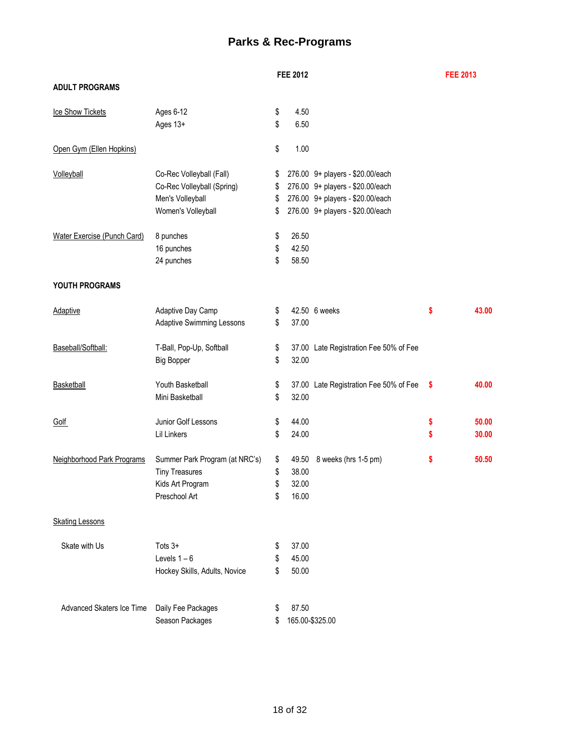# Parks & Rec-Programs

| | | FEE 2012 | | FEE 2013 |
|---|---|---|---|---|
| **ADULT PROGRAMS** | | | | |
| Ice Show Tickets | Ages 6-12 | $ 4.50 | | |
| | Ages 13+ | $ 6.50 | | |
| Open Gym (Ellen Hopkins) | | $ 1.00 | | |
| Volleyball | Co-Rec Volleyball (Fall) | $ 276.00 | 9+ players - $20.00/each | |
| | Co-Rec Volleyball (Spring) | $ 276.00 | 9+ players - $20.00/each | |
| | Men's Volleyball | $ 276.00 | 9+ players - $20.00/each | |
| | Women's Volleyball | $ 276.00 | 9+ players - $20.00/each | |
| Water Exercise (Punch Card) | 8 punches | $ 26.50 | | |
| | 16 punches | $ 42.50 | | |
| | 24 punches | $ 58.50 | | |
| **YOUTH PROGRAMS** | | | | |
| Adaptive | Adaptive Day Camp | $ 42.50 | 6 weeks | $ 43.00 |
| | Adaptive Swimming Lessons | $ 37.00 | | |
| Baseball/Softball: | T-Ball, Pop-Up, Softball | $ 37.00 | Late Registration Fee 50% of Fee | |
| | Big Bopper | $ 32.00 | | |
| Basketball | Youth Basketball | $ 37.00 | Late Registration Fee 50% of Fee | $ 40.00 |
| | Mini Basketball | $ 32.00 | | |
| Golf | Junior Golf Lessons | $ 44.00 | | $ 50.00 |
| | Lil Linkers | $ 24.00 | | $ 30.00 |
| Neighborhood Park Programs | Summer Park Program (at NRC's) | $ 49.50 | 8 weeks (hrs 1-5 pm) | $ 50.50 |
| | Tiny Treasures | $ 38.00 | | |
| | Kids Art Program | $ 32.00 | | |
| | Preschool Art | $ 16.00 | | |
| Skating Lessons | | | | |
| Skate with Us | Tots 3+ | $ 37.00 | | |
| | Levels 1 – 6 | $ 45.00 | | |
| | Hockey Skills, Adults, Novice | $ 50.00 | | |
| Advanced Skaters Ice Time | Daily Fee Packages | $ 87.50 | | |
| | Season Packages | $ 165.00-$325.00 | | |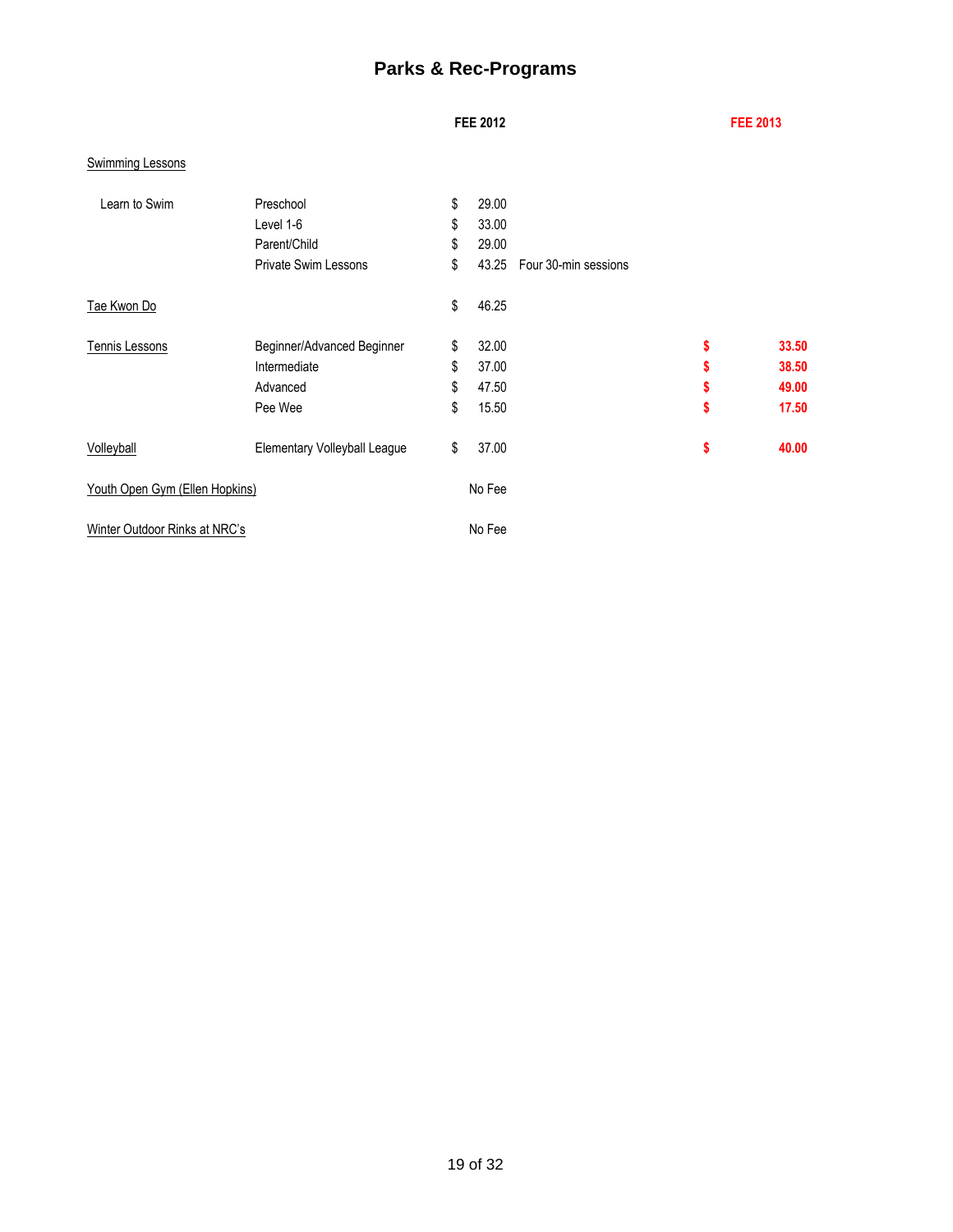# Parks & Rec-Programs

| | | FEE 2012 | | FEE 2013 |
|---|---|---|---|---|
| Swimming Lessons | | | | |
| Learn to Swim | Preschool | $ 29.00 | | |
| | Level 1-6 | $ 33.00 | | |
| | Parent/Child | $ 29.00 | | |
| | Private Swim Lessons | $ 43.25 | Four 30-min sessions | |
| Tae Kwon Do | | $ 46.25 | | |
| Tennis Lessons | Beginner/Advanced Beginner | $ 32.00 | | **$ 33.50** |
| | Intermediate | $ 37.00 | | **$ 38.50** |
| | Advanced | $ 47.50 | | **$ 49.00** |
| | Pee Wee | $ 15.50 | | **$ 17.50** |
| Volleyball | Elementary Volleyball League | $ 37.00 | | **$ 40.00** |
| Youth Open Gym (Ellen Hopkins) | | No Fee | | |
| Winter Outdoor Rinks at NRC's | | No Fee | | |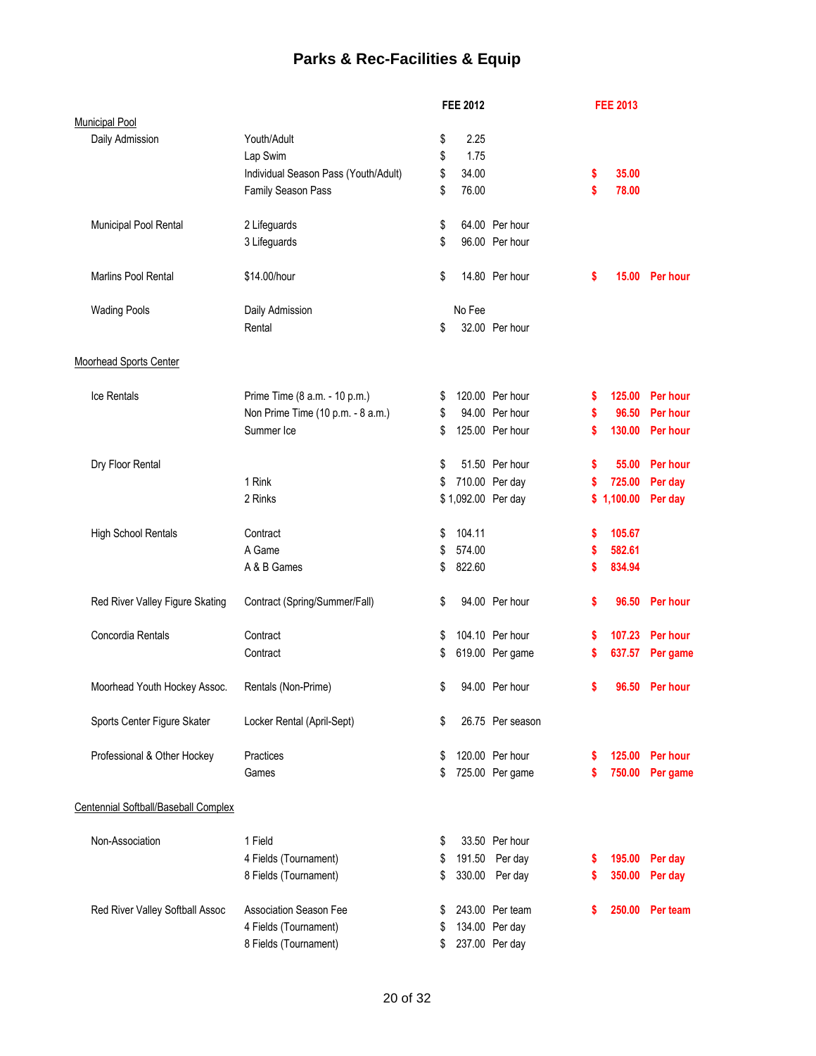# Parks & Rec-Facilities & Equip

| | | FEE 2012 | | FEE 2013 | |
|---|---|---|---|---|---|
| Municipal Pool | | | | | |
| Daily Admission | Youth/Adult | $ 2.25 | | | |
| | Lap Swim | $ 1.75 | | | |
| | Individual Season Pass (Youth/Adult) | $ 34.00 | | $ 35.00 | |
| | Family Season Pass | $ 76.00 | | $ 78.00 | |
| Municipal Pool Rental | 2 Lifeguards | $ 64.00 | Per hour | | |
| | 3 Lifeguards | $ 96.00 | Per hour | | |
| Marlins Pool Rental | $14.00/hour | $ 14.80 | Per hour | $ 15.00 | Per hour |
| Wading Pools | Daily Admission | No Fee | | | |
| | Rental | $ 32.00 | Per hour | | |
| Moorhead Sports Center | | | | | |
| Ice Rentals | Prime Time (8 a.m. - 10 p.m.) | $ 120.00 | Per hour | $ 125.00 | Per hour |
| | Non Prime Time (10 p.m. - 8 a.m.) | $ 94.00 | Per hour | $ 96.50 | Per hour |
| | Summer Ice | $ 125.00 | Per hour | $ 130.00 | Per hour |
| Dry Floor Rental | | $ 51.50 | Per hour | $ 55.00 | Per hour |
| | 1 Rink | $ 710.00 | Per day | $ 725.00 | Per day |
| | 2 Rinks | $ 1,092.00 | Per day | $ 1,100.00 | Per day |
| High School Rentals | Contract | $ 104.11 | | $ 105.67 | |
| | A Game | $ 574.00 | | $ 582.61 | |
| | A & B Games | $ 822.60 | | $ 834.94 | |
| Red River Valley Figure Skating | Contract (Spring/Summer/Fall) | $ 94.00 | Per hour | $ 96.50 | Per hour |
| Concordia Rentals | Contract | $ 104.10 | Per hour | $ 107.23 | Per hour |
| | Contract | $ 619.00 | Per game | $ 637.57 | Per game |
| Moorhead Youth Hockey Assoc. | Rentals (Non-Prime) | $ 94.00 | Per hour | $ 96.50 | Per hour |
| Sports Center Figure Skater | Locker Rental (April-Sept) | $ 26.75 | Per season | | |
| Professional & Other Hockey | Practices | $ 120.00 | Per hour | $ 125.00 | Per hour |
| | Games | $ 725.00 | Per game | $ 750.00 | Per game |
| Centennial Softball/Baseball Complex | | | | | |
| Non-Association | 1 Field | $ 33.50 | Per hour | | |
| | 4 Fields (Tournament) | $ 191.50 | Per day | $ 195.00 | Per day |
| | 8 Fields (Tournament) | $ 330.00 | Per day | $ 350.00 | Per day |
| Red River Valley Softball Assoc | Association Season Fee | $ 243.00 | Per team | $ 250.00 | Per team |
| | 4 Fields (Tournament) | $ 134.00 | Per day | | |
| | 8 Fields (Tournament) | $ 237.00 | Per day | | |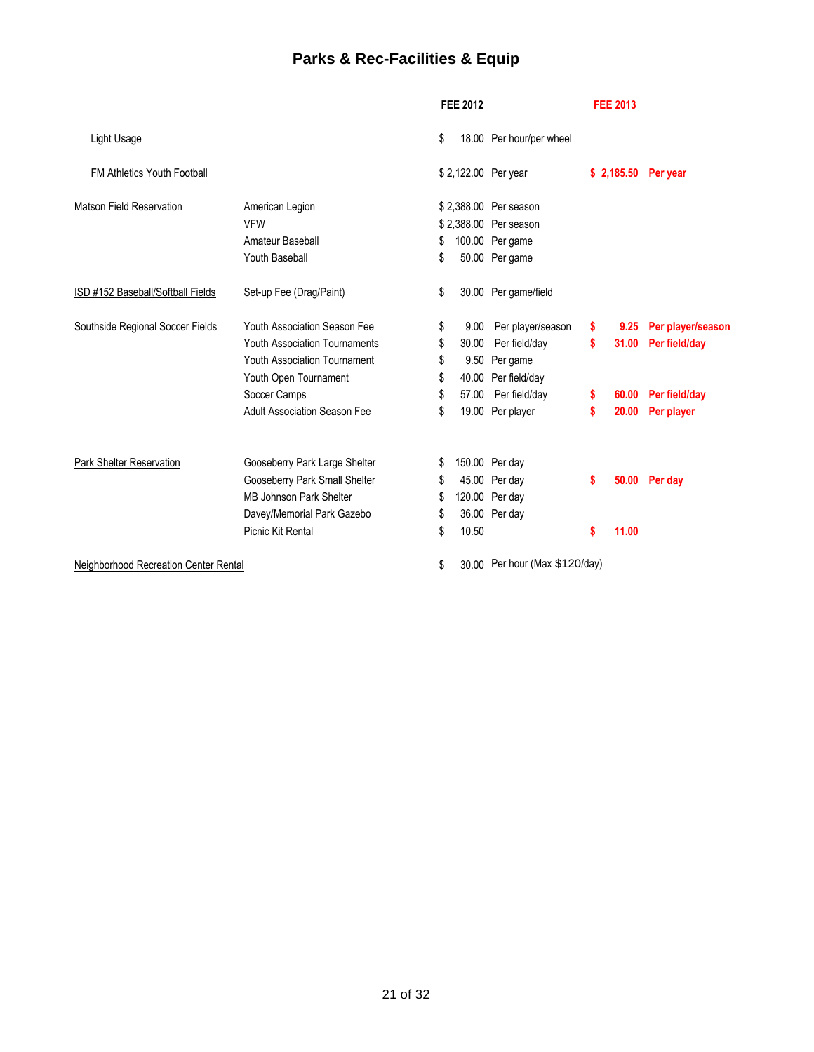## Parks & Rec-Facilities & Equip

| | | FEE 2012 | | FEE 2013 | |
|---|---|---|---|---|---|
| Light Usage | | $ 18.00 | Per hour/per wheel | | |
| FM Athletics Youth Football | | $ 2,122.00 | Per year | **$ 2,185.50** | **Per year** |
| Matson Field Reservation | American Legion | $ 2,388.00 | Per season | | |
| | VFW | $ 2,388.00 | Per season | | |
| | Amateur Baseball | $ 100.00 | Per game | | |
| | Youth Baseball | $ 50.00 | Per game | | |
| ISD #152 Baseball/Softball Fields | Set-up Fee (Drag/Paint) | $ 30.00 | Per game/field | | |
| Southside Regional Soccer Fields | Youth Association Season Fee | $ 9.00 | Per player/season | **$ 9.25** | **Per player/season** |
| | Youth Association Tournaments | $ 30.00 | Per field/day | **$ 31.00** | **Per field/day** |
| | Youth Association Tournament | $ 9.50 | Per game | | |
| | Youth Open Tournament | $ 40.00 | Per field/day | | |
| | Soccer Camps | $ 57.00 | Per field/day | **$ 60.00** | **Per field/day** |
| | Adult Association Season Fee | $ 19.00 | Per player | **$ 20.00** | **Per player** |
| Park Shelter Reservation | Gooseberry Park Large Shelter | $ 150.00 | Per day | | |
| | Gooseberry Park Small Shelter | $ 45.00 | Per day | **$ 50.00** | **Per day** |
| | MB Johnson Park Shelter | $ 120.00 | Per day | | |
| | Davey/Memorial Park Gazebo | $ 36.00 | Per day | | |
| | Picnic Kit Rental | $ 10.50 | | **$ 11.00** | |
| Neighborhood Recreation Center Rental | | $ 30.00 | Per hour (Max $120/day) | | |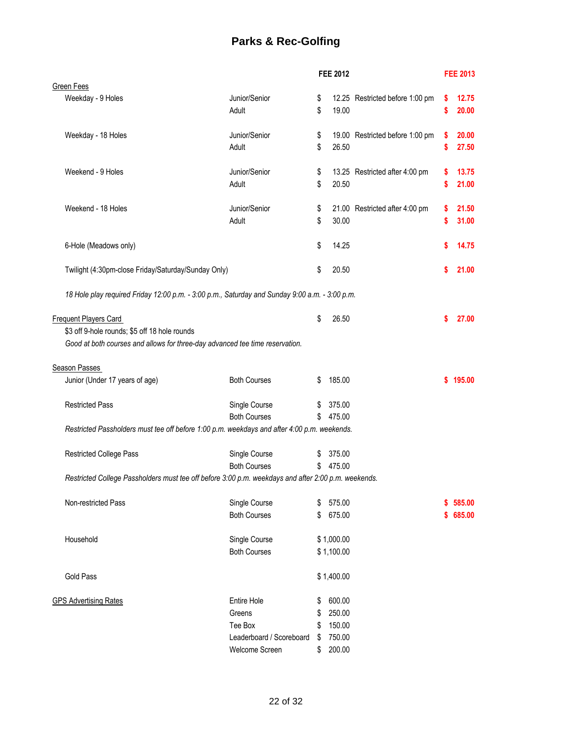# Parks & Rec-Golfing

| | | FEE 2012 | | FEE 2013 |
|---|---|---|---|---|
| Green Fees | | | | |
| Weekday - 9 Holes | Junior/Senior | $ 12.25 | Restricted before 1:00 pm | **$ 12.75** |
| | Adult | $ 19.00 | | **$ 20.00** |
| Weekday - 18 Holes | Junior/Senior | $ 19.00 | Restricted before 1:00 pm | **$ 20.00** |
| | Adult | $ 26.50 | | **$ 27.50** |
| Weekend - 9 Holes | Junior/Senior | $ 13.25 | Restricted after 4:00 pm | **$ 13.75** |
| | Adult | $ 20.50 | | **$ 21.00** |
| Weekend - 18 Holes | Junior/Senior | $ 21.00 | Restricted after 4:00 pm | **$ 21.50** |
| | Adult | $ 30.00 | | **$ 31.00** |
| 6-Hole (Meadows only) | | $ 14.25 | | **$ 14.75** |
| Twilight (4:30pm-close Friday/Saturday/Sunday Only) | | $ 20.50 | | **$ 21.00** |
| *18 Hole play required Friday 12:00 p.m. - 3:00 p.m., Saturday and Sunday 9:00 a.m. - 3:00 p.m.* | | | | |
| Frequent Players Card | | $ 26.50 | | **$ 27.00** |
| $3 off 9-hole rounds; $5 off 18 hole rounds | | | | |
| *Good at both courses and allows for three-day advanced tee time reservation.* | | | | |
| Season Passes | | | | |
| Junior (Under 17 years of age) | Both Courses | $ 185.00 | | **$ 195.00** |
| Restricted Pass | Single Course | $ 375.00 | | |
| | Both Courses | $ 475.00 | | |
| *Restricted Passholders must tee off before 1:00 p.m. weekdays and after 4:00 p.m. weekends.* | | | | |
| Restricted College Pass | Single Course | $ 375.00 | | |
| | Both Courses | $ 475.00 | | |
| *Restricted College Passholders must tee off before 3:00 p.m. weekdays and after 2:00 p.m. weekends.* | | | | |
| Non-restricted Pass | Single Course | $ 575.00 | | **$ 585.00** |
| | Both Courses | $ 675.00 | | **$ 685.00** |
| Household | Single Course | $ 1,000.00 | | |
| | Both Courses | $ 1,100.00 | | |
| Gold Pass | | $ 1,400.00 | | |
| GPS Advertising Rates | Entire Hole | $ 600.00 | | |
| | Greens | $ 250.00 | | |
| | Tee Box | $ 150.00 | | |
| | Leaderboard / Scoreboard | $ 750.00 | | |
| | Welcome Screen | $ 200.00 | | |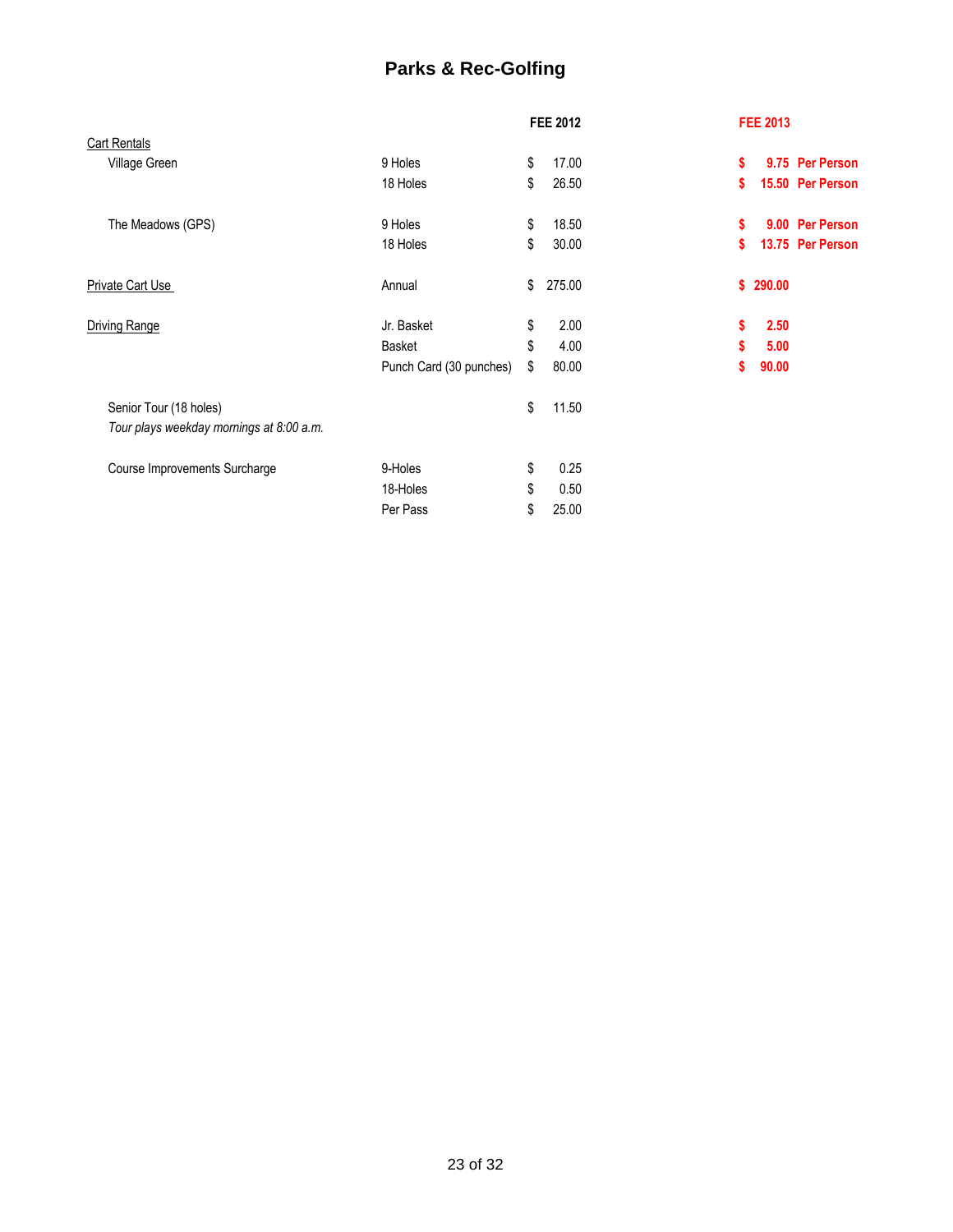# Parks & Rec-Golfing

| | | FEE 2012 | FEE 2013 |
|---|---|---|---|
| Cart Rentals | | | |
| Village Green | 9 Holes | $ 17.00 | **$ 9.75 Per Person** |
| | 18 Holes | $ 26.50 | **$ 15.50 Per Person** |
| The Meadows (GPS) | 9 Holes | $ 18.50 | **$ 9.00 Per Person** |
| | 18 Holes | $ 30.00 | **$ 13.75 Per Person** |
| Private Cart Use | Annual | $ 275.00 | **$ 290.00** |
| Driving Range | Jr. Basket | $ 2.00 | **$ 2.50** |
| | Basket | $ 4.00 | **$ 5.00** |
| | Punch Card (30 punches) | $ 80.00 | **$ 90.00** |
| Senior Tour (18 holes)<br>*Tour plays weekday mornings at 8:00 a.m.* | | $ 11.50 | |
| Course Improvements Surcharge | 9-Holes | $ 0.25 | |
| | 18-Holes | $ 0.50 | |
| | Per Pass | $ 25.00 | |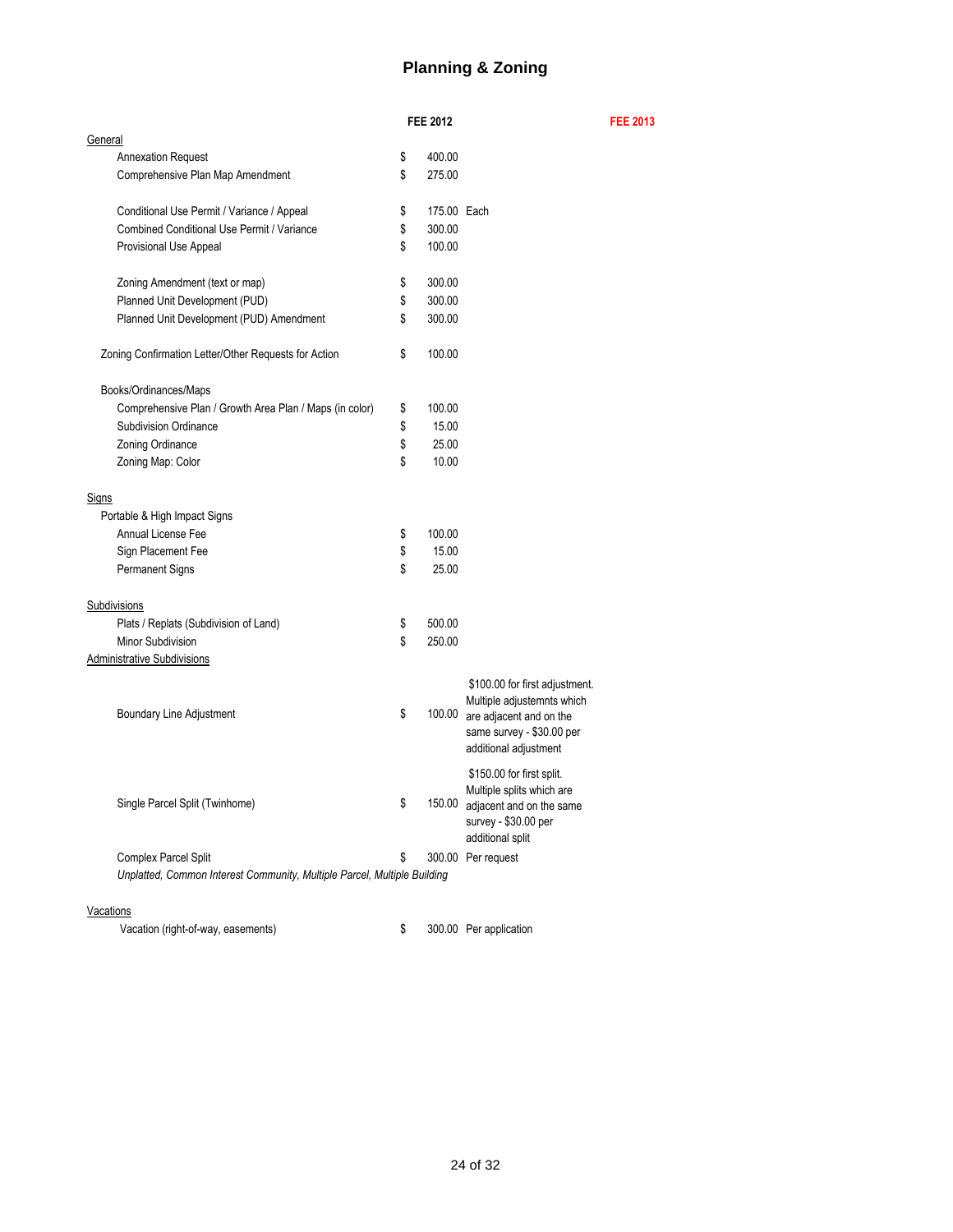# Planning & Zoning

| | FEE 2012 | | FEE 2013 |
|---|---|---|---|
| General | | | |
| Annexation Request | $ 400.00 | | |
| Comprehensive Plan Map Amendment | $ 275.00 | | |
| Conditional Use Permit / Variance / Appeal | $ 175.00 | Each | |
| Combined Conditional Use Permit / Variance | $ 300.00 | | |
| Provisional Use Appeal | $ 100.00 | | |
| Zoning Amendment (text or map) | $ 300.00 | | |
| Planned Unit Development (PUD) | $ 300.00 | | |
| Planned Unit Development (PUD) Amendment | $ 300.00 | | |
| Zoning Confirmation Letter/Other Requests for Action | $ 100.00 | | |
| Books/Ordinances/Maps | | | |
| Comprehensive Plan / Growth Area Plan / Maps (in color) | $ 100.00 | | |
| Subdivision Ordinance | $ 15.00 | | |
| Zoning Ordinance | $ 25.00 | | |
| Zoning Map: Color | $ 10.00 | | |
| Signs | | | |
| Portable & High Impact Signs | | | |
| Annual License Fee | $ 100.00 | | |
| Sign Placement Fee | $ 15.00 | | |
| Permanent Signs | $ 25.00 | | |
| Subdivisions | | | |
| Plats / Replats (Subdivision of Land) | $ 500.00 | | |
| Minor Subdivision | $ 250.00 | | |
| Administrative Subdivisions | | | |
| Boundary Line Adjustment | $ 100.00 | $100.00 for first adjustment. Multiple adjustemnts which are adjacent and on the same survey - $30.00 per additional adjustment | |
| Single Parcel Split (Twinhome) | $ 150.00 | $150.00 for first split. Multiple splits which are adjacent and on the same survey - $30.00 per additional split | |
| Complex Parcel Split | $ 300.00 | Per request | |
| *Unplatted, Common Interest Community, Multiple Parcel, Multiple Building* | | | |
| Vacations | | | |
| Vacation (right-of-way, easements) | $ 300.00 | Per application | |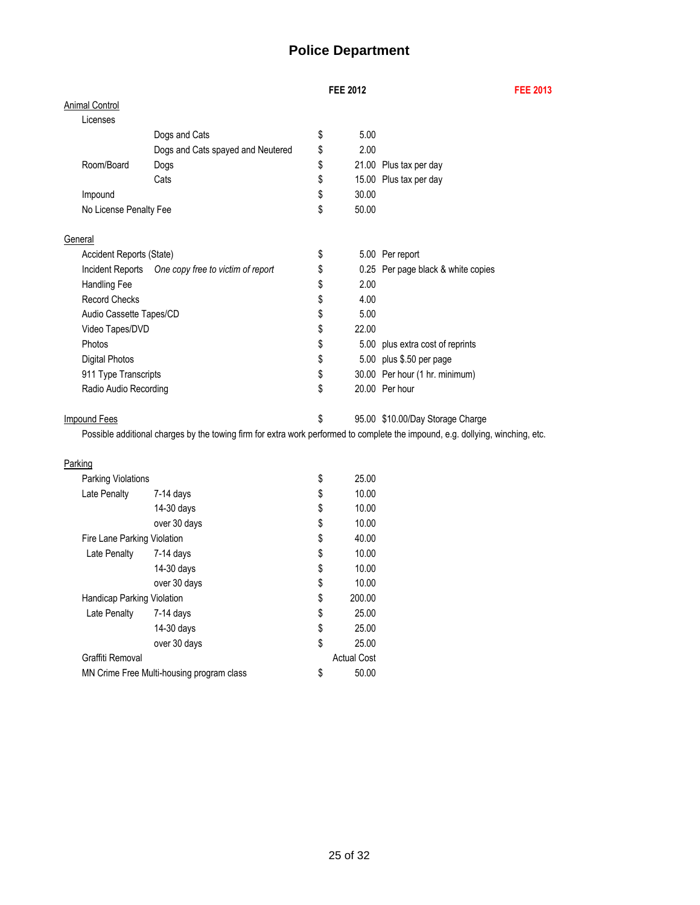# Police Department

| | | FEE 2012 | | FEE 2013 |
|---|---|---|---|---|
| **Animal Control** | | | | |
| Licenses | | | | |
| | Dogs and Cats | $ 5.00 | | |
| | Dogs and Cats spayed and Neutered | $ 2.00 | | |
| Room/Board | Dogs | $ 21.00 | Plus tax per day | |
| | Cats | $ 15.00 | Plus tax per day | |
| Impound | | $ 30.00 | | |
| No License Penalty Fee | | $ 50.00 | | |
| **General** | | | | |
| Accident Reports (State) | | $ 5.00 | Per report | |
| Incident Reports | *One copy free to victim of report* | $ 0.25 | Per page black & white copies | |
| Handling Fee | | $ 2.00 | | |
| Record Checks | | $ 4.00 | | |
| Audio Cassette Tapes/CD | | $ 5.00 | | |
| Video Tapes/DVD | | $ 22.00 | | |
| Photos | | $ 5.00 | plus extra cost of reprints | |
| Digital Photos | | $ 5.00 | plus $.50 per page | |
| 911 Type Transcripts | | $ 30.00 | Per hour (1 hr. minimum) | |
| Radio Audio Recording | | $ 20.00 | Per hour | |
| **Impound Fees** | | $ 95.00 | $10.00/Day Storage Charge | |

Possible additional charges by the towing firm for extra work performed to complete the impound, e.g. dollying, winching, etc.

| | | FEE 2012 | FEE 2013 |
|---|---|---|---|
| **Parking** | | | |
| Parking Violations | | $ 25.00 | |
| Late Penalty | 7-14 days | $ 10.00 | |
| | 14-30 days | $ 10.00 | |
| | over 30 days | $ 10.00 | |
| Fire Lane Parking Violation | | $ 40.00 | |
| Late Penalty | 7-14 days | $ 10.00 | |
| | 14-30 days | $ 10.00 | |
| | over 30 days | $ 10.00 | |
| Handicap Parking Violation | | $ 200.00 | |
| Late Penalty | 7-14 days | $ 25.00 | |
| | 14-30 days | $ 25.00 | |
| | over 30 days | $ 25.00 | |
| Graffiti Removal | | Actual Cost | |
| MN Crime Free Multi-housing program class | | $ 50.00 | |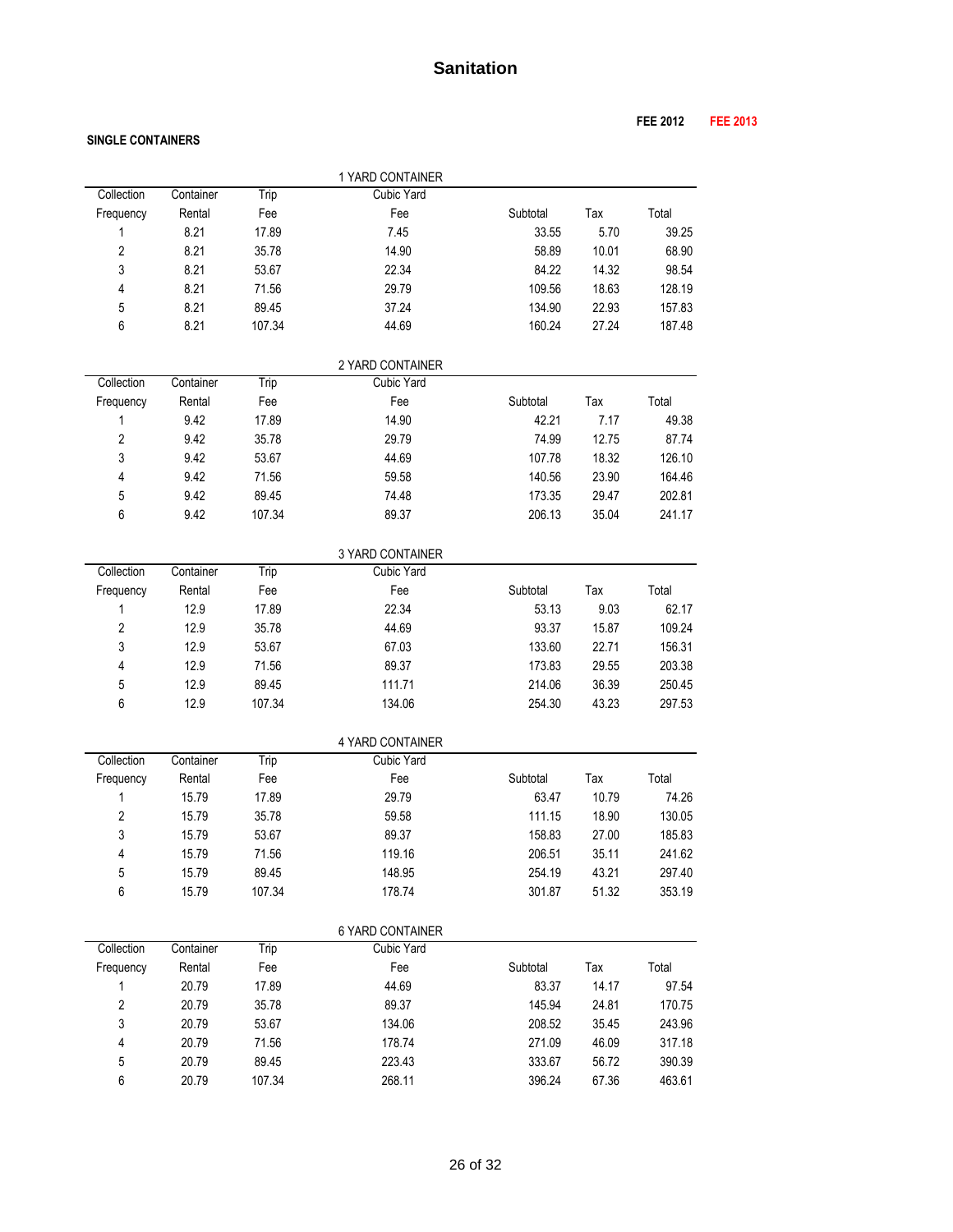# Sanitation

**FEE 2012** **FEE 2013**

**SINGLE CONTAINERS**

1 YARD CONTAINER

| Collection Frequency | Container Rental | Trip Fee | Cubic Yard Fee | Subtotal | Tax | Total |
|---|---|---|---|---|---|---|
| 1 | 8.21 | 17.89 | 7.45 | 33.55 | 5.70 | 39.25 |
| 2 | 8.21 | 35.78 | 14.90 | 58.89 | 10.01 | 68.90 |
| 3 | 8.21 | 53.67 | 22.34 | 84.22 | 14.32 | 98.54 |
| 4 | 8.21 | 71.56 | 29.79 | 109.56 | 18.63 | 128.19 |
| 5 | 8.21 | 89.45 | 37.24 | 134.90 | 22.93 | 157.83 |
| 6 | 8.21 | 107.34 | 44.69 | 160.24 | 27.24 | 187.48 |

2 YARD CONTAINER

| Collection Frequency | Container Rental | Trip Fee | Cubic Yard Fee | Subtotal | Tax | Total |
|---|---|---|---|---|---|---|
| 1 | 9.42 | 17.89 | 14.90 | 42.21 | 7.17 | 49.38 |
| 2 | 9.42 | 35.78 | 29.79 | 74.99 | 12.75 | 87.74 |
| 3 | 9.42 | 53.67 | 44.69 | 107.78 | 18.32 | 126.10 |
| 4 | 9.42 | 71.56 | 59.58 | 140.56 | 23.90 | 164.46 |
| 5 | 9.42 | 89.45 | 74.48 | 173.35 | 29.47 | 202.81 |
| 6 | 9.42 | 107.34 | 89.37 | 206.13 | 35.04 | 241.17 |

3 YARD CONTAINER

| Collection Frequency | Container Rental | Trip Fee | Cubic Yard Fee | Subtotal | Tax | Total |
|---|---|---|---|---|---|---|
| 1 | 12.9 | 17.89 | 22.34 | 53.13 | 9.03 | 62.17 |
| 2 | 12.9 | 35.78 | 44.69 | 93.37 | 15.87 | 109.24 |
| 3 | 12.9 | 53.67 | 67.03 | 133.60 | 22.71 | 156.31 |
| 4 | 12.9 | 71.56 | 89.37 | 173.83 | 29.55 | 203.38 |
| 5 | 12.9 | 89.45 | 111.71 | 214.06 | 36.39 | 250.45 |
| 6 | 12.9 | 107.34 | 134.06 | 254.30 | 43.23 | 297.53 |

4 YARD CONTAINER

| Collection Frequency | Container Rental | Trip Fee | Cubic Yard Fee | Subtotal | Tax | Total |
|---|---|---|---|---|---|---|
| 1 | 15.79 | 17.89 | 29.79 | 63.47 | 10.79 | 74.26 |
| 2 | 15.79 | 35.78 | 59.58 | 111.15 | 18.90 | 130.05 |
| 3 | 15.79 | 53.67 | 89.37 | 158.83 | 27.00 | 185.83 |
| 4 | 15.79 | 71.56 | 119.16 | 206.51 | 35.11 | 241.62 |
| 5 | 15.79 | 89.45 | 148.95 | 254.19 | 43.21 | 297.40 |
| 6 | 15.79 | 107.34 | 178.74 | 301.87 | 51.32 | 353.19 |

6 YARD CONTAINER

| Collection Frequency | Container Rental | Trip Fee | Cubic Yard Fee | Subtotal | Tax | Total |
|---|---|---|---|---|---|---|
| 1 | 20.79 | 17.89 | 44.69 | 83.37 | 14.17 | 97.54 |
| 2 | 20.79 | 35.78 | 89.37 | 145.94 | 24.81 | 170.75 |
| 3 | 20.79 | 53.67 | 134.06 | 208.52 | 35.45 | 243.96 |
| 4 | 20.79 | 71.56 | 178.74 | 271.09 | 46.09 | 317.18 |
| 5 | 20.79 | 89.45 | 223.43 | 333.67 | 56.72 | 390.39 |
| 6 | 20.79 | 107.34 | 268.11 | 396.24 | 67.36 | 463.61 |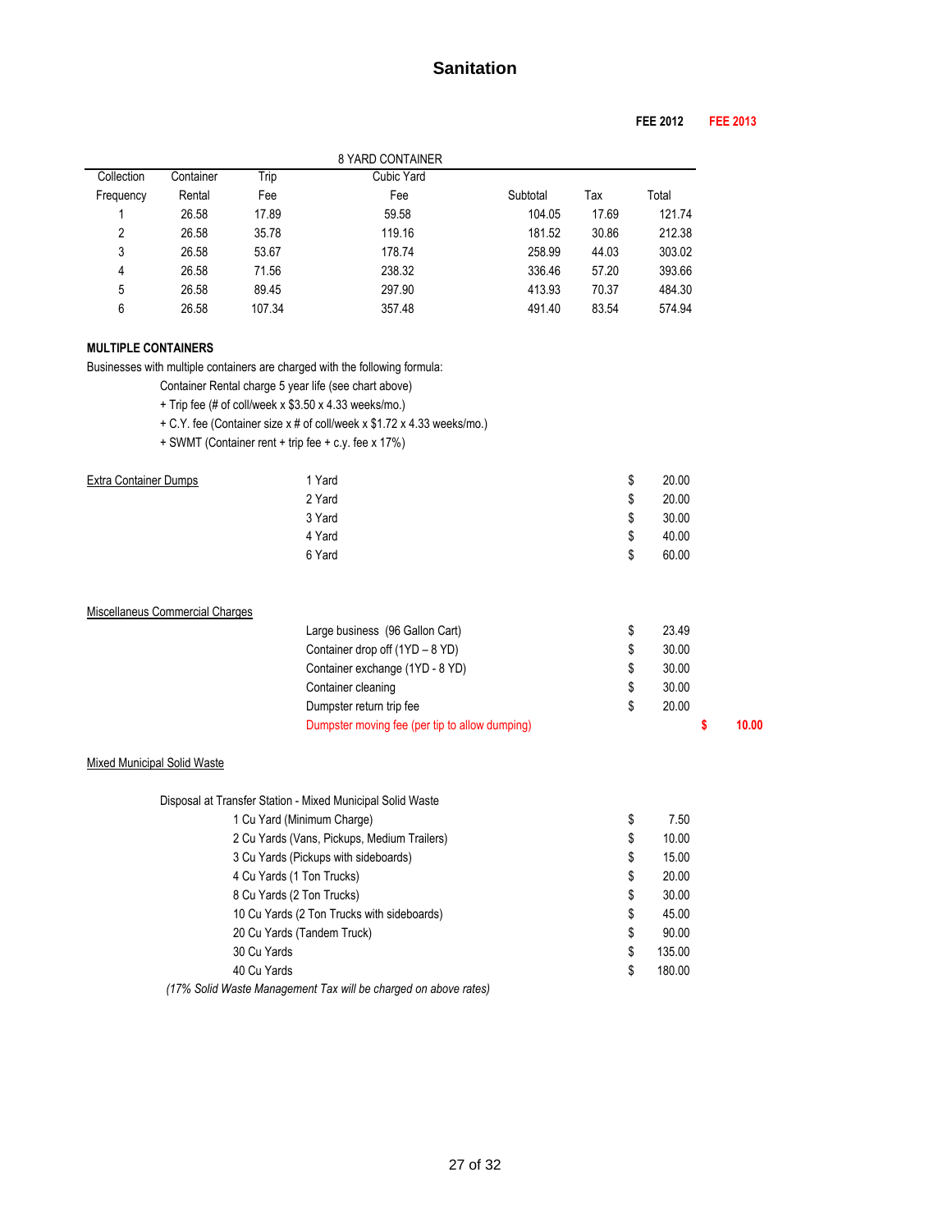# Sanitation

**FEE 2012** **FEE 2013**

| 8 YARD CONTAINER | | | | | | |
|---|---|---|---|---|---|---|
| Collection Frequency | Container Rental | Trip Fee | Cubic Yard Fee | Subtotal | Tax | Total |
| 1 | 26.58 | 17.89 | 59.58 | 104.05 | 17.69 | 121.74 |
| 2 | 26.58 | 35.78 | 119.16 | 181.52 | 30.86 | 212.38 |
| 3 | 26.58 | 53.67 | 178.74 | 258.99 | 44.03 | 303.02 |
| 4 | 26.58 | 71.56 | 238.32 | 336.46 | 57.20 | 393.66 |
| 5 | 26.58 | 89.45 | 297.90 | 413.93 | 70.37 | 484.30 |
| 6 | 26.58 | 107.34 | 357.48 | 491.40 | 83.54 | 574.94 |

**MULTIPLE CONTAINERS**

Businesses with multiple containers are charged with the following formula:

Container Rental charge 5 year life (see chart above)
+ Trip fee (# of coll/week x $3.50 x 4.33 weeks/mo.)
+ C.Y. fee (Container size x # of coll/week x $1.72 x 4.33 weeks/mo.)
+ SWMT (Container rent + trip fee + c.y. fee x 17%)

| Extra Container Dumps | | FEE 2012 | FEE 2013 |
|---|---|---|---|
| | 1 Yard | $ 20.00 | |
| | 2 Yard | $ 20.00 | |
| | 3 Yard | $ 30.00 | |
| | 4 Yard | $ 40.00 | |
| | 6 Yard | $ 60.00 | |

| Miscellaneus Commercial Charges | | FEE 2012 | FEE 2013 |
|---|---|---|---|
| | Large business (96 Gallon Cart) | $ 23.49 | |
| | Container drop off (1YD – 8 YD) | $ 30.00 | |
| | Container exchange (1YD - 8 YD) | $ 30.00 | |
| | Container cleaning | $ 30.00 | |
| | Dumpster return trip fee | $ 20.00 | |
| | Dumpster moving fee (per tip to allow dumping) | | $ 10.00 |

Mixed Municipal Solid Waste

| Disposal at Transfer Station - Mixed Municipal Solid Waste | FEE 2012 | FEE 2013 |
|---|---|---|
| 1 Cu Yard (Minimum Charge) | $ 7.50 | |
| 2 Cu Yards (Vans, Pickups, Medium Trailers) | $ 10.00 | |
| 3 Cu Yards (Pickups with sideboards) | $ 15.00 | |
| 4 Cu Yards (1 Ton Trucks) | $ 20.00 | |
| 8 Cu Yards (2 Ton Trucks) | $ 30.00 | |
| 10 Cu Yards (2 Ton Trucks with sideboards) | $ 45.00 | |
| 20 Cu Yards (Tandem Truck) | $ 90.00 | |
| 30 Cu Yards | $ 135.00 | |
| 40 Cu Yards | $ 180.00 | |

*(17% Solid Waste Management Tax will be charged on above rates)*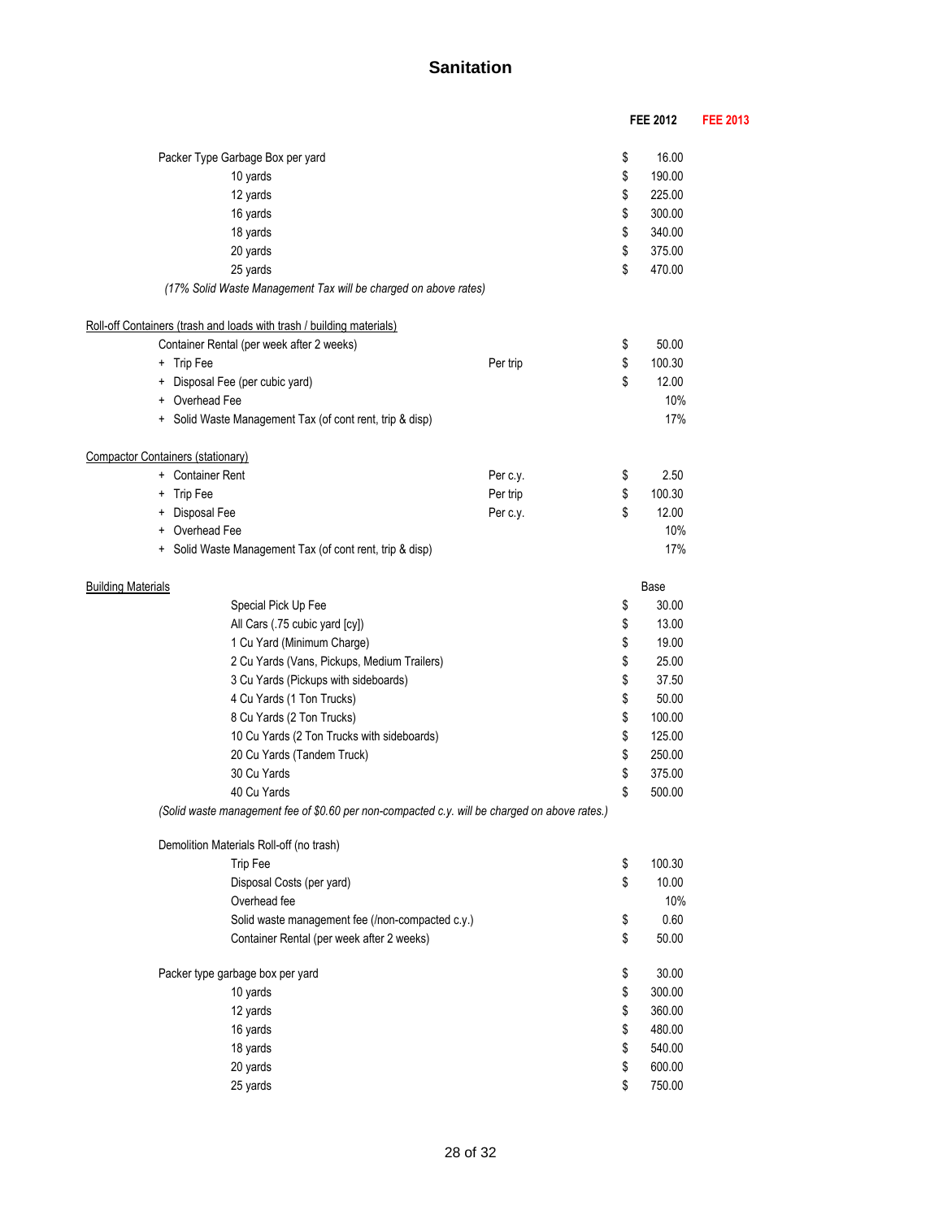# Sanitation

| | | FEE 2012 | FEE 2013 |
|---|---|---|---|
| Packer Type Garbage Box per yard | | $ 16.00 | |
| 10 yards | | $ 190.00 | |
| 12 yards | | $ 225.00 | |
| 16 yards | | $ 300.00 | |
| 18 yards | | $ 340.00 | |
| 20 yards | | $ 375.00 | |
| 25 yards | | $ 470.00 | |
| *(17% Solid Waste Management Tax will be charged on above rates)* | | | |
| **Roll-off Containers (trash and loads with trash / building materials)** | | | |
| Container Rental (per week after 2 weeks) | | $ 50.00 | |
| + Trip Fee | Per trip | $ 100.30 | |
| + Disposal Fee (per cubic yard) | | $ 12.00 | |
| + Overhead Fee | | 10% | |
| + Solid Waste Management Tax (of cont rent, trip & disp) | | 17% | |
| **Compactor Containers (stationary)** | | | |
| + Container Rent | Per c.y. | $ 2.50 | |
| + Trip Fee | Per trip | $ 100.30 | |
| + Disposal Fee | Per c.y. | $ 12.00 | |
| + Overhead Fee | | 10% | |
| + Solid Waste Management Tax (of cont rent, trip & disp) | | 17% | |
| **Building Materials** | | Base | |
| Special Pick Up Fee | | $ 30.00 | |
| All Cars (.75 cubic yard [cy]) | | $ 13.00 | |
| 1 Cu Yard (Minimum Charge) | | $ 19.00 | |
| 2 Cu Yards (Vans, Pickups, Medium Trailers) | | $ 25.00 | |
| 3 Cu Yards (Pickups with sideboards) | | $ 37.50 | |
| 4 Cu Yards (1 Ton Trucks) | | $ 50.00 | |
| 8 Cu Yards (2 Ton Trucks) | | $ 100.00 | |
| 10 Cu Yards (2 Ton Trucks with sideboards) | | $ 125.00 | |
| 20 Cu Yards (Tandem Truck) | | $ 250.00 | |
| 30 Cu Yards | | $ 375.00 | |
| 40 Cu Yards | | $ 500.00 | |
| *(Solid waste management fee of $0.60 per non-compacted c.y. will be charged on above rates.)* | | | |
| Demolition Materials Roll-off (no trash) | | | |
| Trip Fee | | $ 100.30 | |
| Disposal Costs (per yard) | | $ 10.00 | |
| Overhead fee | | 10% | |
| Solid waste management fee (/non-compacted c.y.) | | $ 0.60 | |
| Container Rental (per week after 2 weeks) | | $ 50.00 | |
| Packer type garbage box per yard | | $ 30.00 | |
| 10 yards | | $ 300.00 | |
| 12 yards | | $ 360.00 | |
| 16 yards | | $ 480.00 | |
| 18 yards | | $ 540.00 | |
| 20 yards | | $ 600.00 | |
| 25 yards | | $ 750.00 | |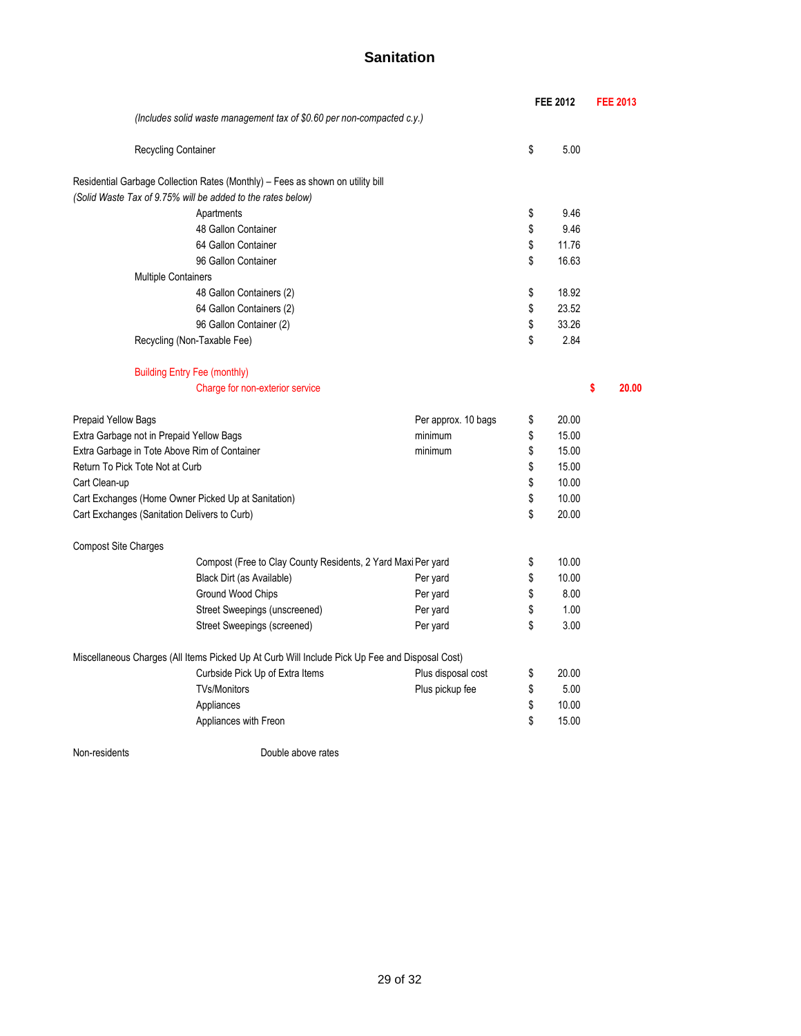# Sanitation

| | | FEE 2012 | FEE 2013 |
|---|---|---|---|
| *(Includes solid waste management tax of $0.60 per non-compacted c.y.)* | | | |
| Recycling Container | | $ 5.00 | |
| Residential Garbage Collection Rates (Monthly) – Fees as shown on utility bill | | | |
| *(Solid Waste Tax of 9.75% will be added to the rates below)* | | | |
| Apartments | | $ 9.46 | |
| 48 Gallon Container | | $ 9.46 | |
| 64 Gallon Container | | $ 11.76 | |
| 96 Gallon Container | | $ 16.63 | |
| Multiple Containers | | | |
| 48 Gallon Containers (2) | | $ 18.92 | |
| 64 Gallon Containers (2) | | $ 23.52 | |
| 96 Gallon Container (2) | | $ 33.26 | |
| Recycling (Non-Taxable Fee) | | $ 2.84 | |
| Building Entry Fee (monthly) | | | |
| Charge for non-exterior service | | | **$ 20.00** |
| Prepaid Yellow Bags | Per approx. 10 bags | $ 20.00 | |
| Extra Garbage not in Prepaid Yellow Bags | minimum | $ 15.00 | |
| Extra Garbage in Tote Above Rim of Container | minimum | $ 15.00 | |
| Return To Pick Tote Not at Curb | | $ 15.00 | |
| Cart Clean-up | | $ 10.00 | |
| Cart Exchanges (Home Owner Picked Up at Sanitation) | | $ 10.00 | |
| Cart Exchanges (Sanitation Delivers to Curb) | | $ 20.00 | |
| Compost Site Charges | | | |
| Compost (Free to Clay County Residents, 2 Yard Maxi | Per yard | $ 10.00 | |
| Black Dirt (as Available) | Per yard | $ 10.00 | |
| Ground Wood Chips | Per yard | $ 8.00 | |
| Street Sweepings (unscreened) | Per yard | $ 1.00 | |
| Street Sweepings (screened) | Per yard | $ 3.00 | |
| Miscellaneous Charges (All Items Picked Up At Curb Will Include Pick Up Fee and Disposal Cost) | | | |
| Curbside Pick Up of Extra Items | Plus disposal cost | $ 20.00 | |
| TVs/Monitors | Plus pickup fee | $ 5.00 | |
| Appliances | | $ 10.00 | |
| Appliances with Freon | | $ 15.00 | |
| Non-residents | Double above rates | | |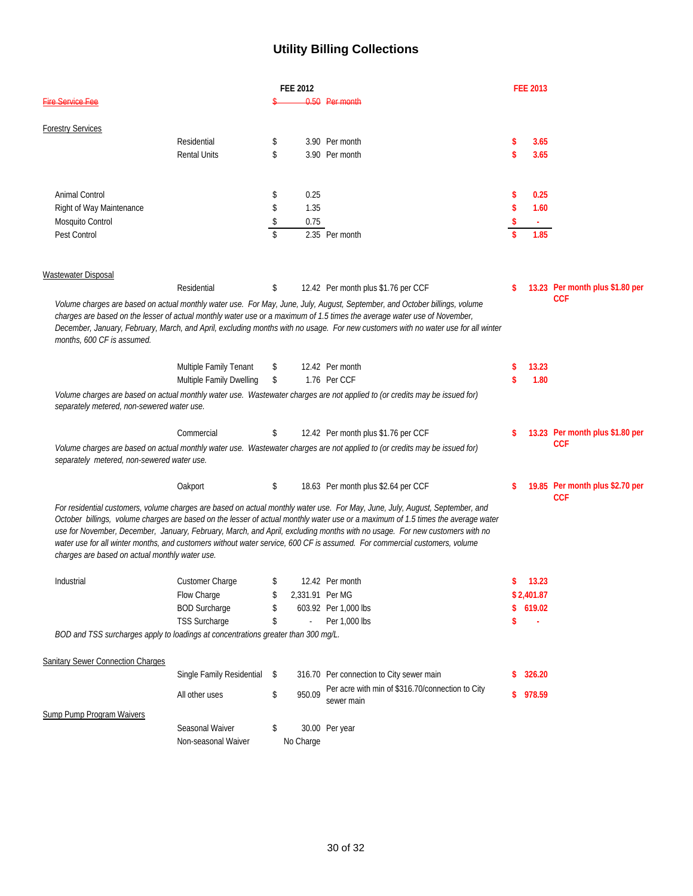# Utility Billing Collections

| | | FEE 2012 | | FEE 2013 | |
|---|---|---|---|---|---|
| ~~Fire Service Fee~~ | | ~~$ 0.50~~ | ~~Per month~~ | | |
| Forestry Services | | | | | |
| | Residential | $ 3.90 | Per month | $ 3.65 | |
| | Rental Units | $ 3.90 | Per month | $ 3.65 | |
| Animal Control | | $ 0.25 | | $ 0.25 | |
| Right of Way Maintenance | | $ 1.35 | | $ 1.60 | |
| Mosquito Control | | $ 0.75 | | $ - | |
| Pest Control | | $ 2.35 | Per month | $ 1.85 | |

**Wastewater Disposal**

| | | FEE 2012 | | FEE 2013 | |
|---|---|---|---|---|---|
| | Residential | $ 12.42 | Per month plus $1.76 per CCF | $ 13.23 | Per month plus $1.80 per CCF |

*Volume charges are based on actual monthly water use. For May, June, July, August, September, and October billings, volume charges are based on the lesser of actual monthly water use or a maximum of 1.5 times the average water use of November, December, January, February, March, and April, excluding months with no usage. For new customers with no water use for all winter months, 600 CF is assumed.*

| | | FEE 2012 | | FEE 2013 | |
|---|---|---|---|---|---|
| | Multiple Family Tenant | $ 12.42 | Per month | $ 13.23 | |
| | Multiple Family Dwelling | $ 1.76 | Per CCF | $ 1.80 | |

*Volume charges are based on actual monthly water use. Wastewater charges are not applied to (or credits may be issued for) separately metered, non-sewered water use.*

| | | FEE 2012 | | FEE 2013 | |
|---|---|---|---|---|---|
| | Commercial | $ 12.42 | Per month plus $1.76 per CCF | $ 13.23 | Per month plus $1.80 per CCF |

*Volume charges are based on actual monthly water use. Wastewater charges are not applied to (or credits may be issued for) separately metered, non-sewered water use.*

| | | FEE 2012 | | FEE 2013 | |
|---|---|---|---|---|---|
| | Oakport | $ 18.63 | Per month plus $2.64 per CCF | $ 19.85 | Per month plus $2.70 per CCF |

*For residential customers, volume charges are based on actual monthly water use. For May, June, July, August, September, and October billings, volume charges are based on the lesser of actual monthly water use or a maximum of 1.5 times the average water use for November, December, January, February, March, and April, excluding months with no usage. For new customers with no water use for all winter months, and customers without water service, 600 CF is assumed. For commercial customers, volume charges are based on actual monthly water use.*

| | | FEE 2012 | | FEE 2013 |
|---|---|---|---|---|
| Industrial | Customer Charge | $ 12.42 | Per month | $ 13.23 |
| | Flow Charge | $ 2,331.91 | Per MG | $ 2,401.87 |
| | BOD Surcharge | $ 603.92 | Per 1,000 lbs | $ 619.02 |
| | TSS Surcharge | $ - | Per 1,000 lbs | $ - |

*BOD and TSS surcharges apply to loadings at concentrations greater than 300 mg/L.*

| | | FEE 2012 | | FEE 2013 |
|---|---|---|---|---|
| Sanitary Sewer Connection Charges | | | | |
| | Single Family Residential | $ 316.70 | Per connection to City sewer main | $ 326.20 |
| | All other uses | $ 950.09 | Per acre with min of $316.70/connection to City sewer main | $ 978.59 |
| Sump Pump Program Waivers | | | | |
| | Seasonal Waiver | $ 30.00 | Per year | |
| | Non-seasonal Waiver | No Charge | | |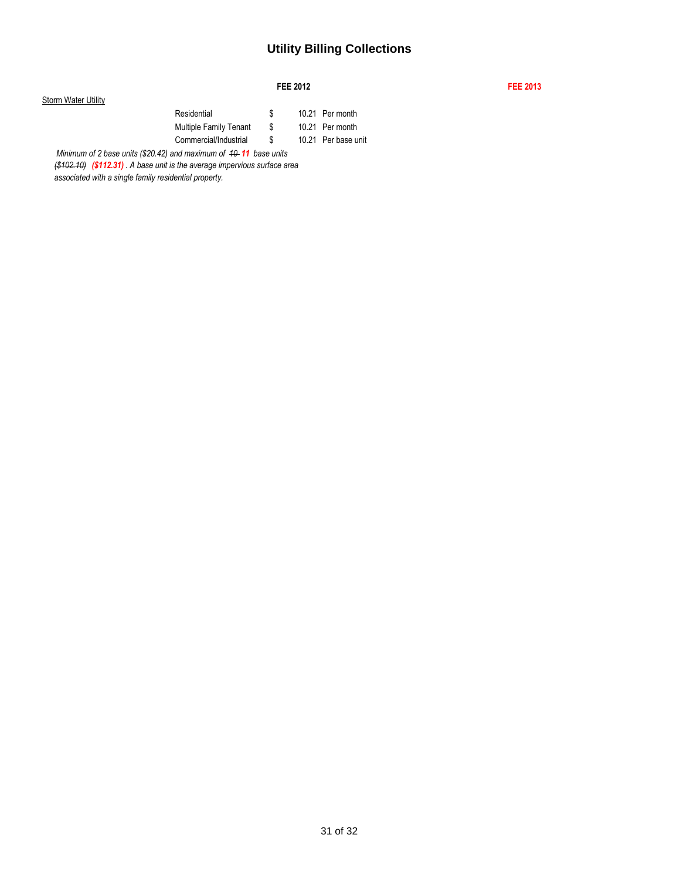# Utility Billing Collections

| | | FEE 2012 | | FEE 2013 |
|---|---|---|---|---|
| Storm Water Utility | | | | |
| | Residential | $ | 10.21 Per month | |
| | Multiple Family Tenant | $ | 10.21 Per month | |
| | Commercial/Industrial | $ | 10.21 Per base unit | |

*Minimum of 2 base units ($20.42) and maximum of ~~10~~ **11** base units ~~($102.10)~~ **($112.31)**. A base unit is the average impervious surface area associated with a single family residential property.*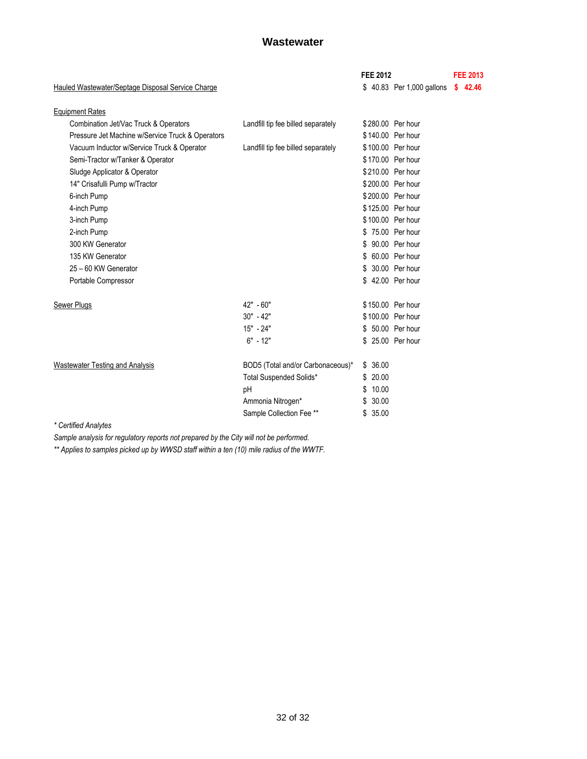# Wastewater

| | | FEE 2012 | | FEE 2013 |
|---|---|---|---|---|
| Hauled Wastewater/Septage Disposal Service Charge | | $ 40.83 | Per 1,000 gallons | $ 42.46 |
| **Equipment Rates** | | | | |
| Combination Jet/Vac Truck & Operators | Landfill tip fee billed separately | $ 280.00 | Per hour | |
| Pressure Jet Machine w/Service Truck & Operators | | $ 140.00 | Per hour | |
| Vacuum Inductor w/Service Truck & Operator | Landfill tip fee billed separately | $ 100.00 | Per hour | |
| Semi-Tractor w/Tanker & Operator | | $ 170.00 | Per hour | |
| Sludge Applicator & Operator | | $ 210.00 | Per hour | |
| 14" Crisafulli Pump w/Tractor | | $ 200.00 | Per hour | |
| 6-inch Pump | | $ 200.00 | Per hour | |
| 4-inch Pump | | $ 125.00 | Per hour | |
| 3-inch Pump | | $ 100.00 | Per hour | |
| 2-inch Pump | | $ 75.00 | Per hour | |
| 300 KW Generator | | $ 90.00 | Per hour | |
| 135 KW Generator | | $ 60.00 | Per hour | |
| 25 – 60 KW Generator | | $ 30.00 | Per hour | |
| Portable Compressor | | $ 42.00 | Per hour | |
| **Sewer Plugs** | 42" - 60" | $ 150.00 | Per hour | |
| | 30" - 42" | $ 100.00 | Per hour | |
| | 15" - 24" | $ 50.00 | Per hour | |
| | 6" - 12" | $ 25.00 | Per hour | |
| **Wastewater Testing and Analysis** | BOD5 (Total and/or Carbonaceous)* | $ 36.00 | | |
| | Total Suspended Solids* | $ 20.00 | | |
| | pH | $ 10.00 | | |
| | Ammonia Nitrogen* | $ 30.00 | | |
| | Sample Collection Fee ** | $ 35.00 | | |

*\* Certified Analytes*

*Sample analysis for regulatory reports not prepared by the City will not be performed.*

*\*\* Applies to samples picked up by WWSD staff within a ten (10) mile radius of the WWTF.*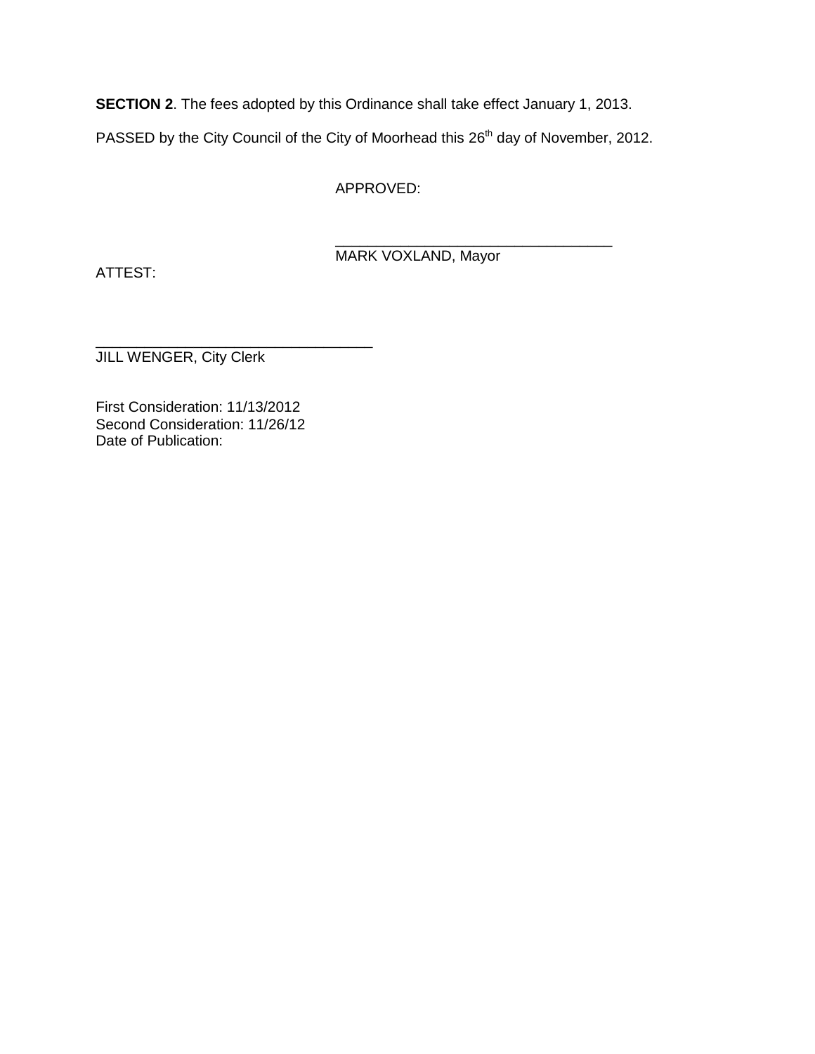**SECTION 2**. The fees adopted by this Ordinance shall take effect January 1, 2013.

PASSED by the City Council of the City of Moorhead this 26th day of November, 2012.

APPROVED:

\_\_\_\_\_\_\_\_\_\_\_\_\_\_\_\_\_\_\_\_\_\_\_\_\_\_\_\_\_\_\_\_\_\_\_
MARK VOXLAND, Mayor

ATTEST:

\_\_\_\_\_\_\_\_\_\_\_\_\_\_\_\_\_\_\_\_\_\_\_\_\_\_\_\_\_\_\_\_\_\_\_
JILL WENGER, City Clerk

First Consideration: 11/13/2012
Second Consideration: 11/26/12
Date of Publication: